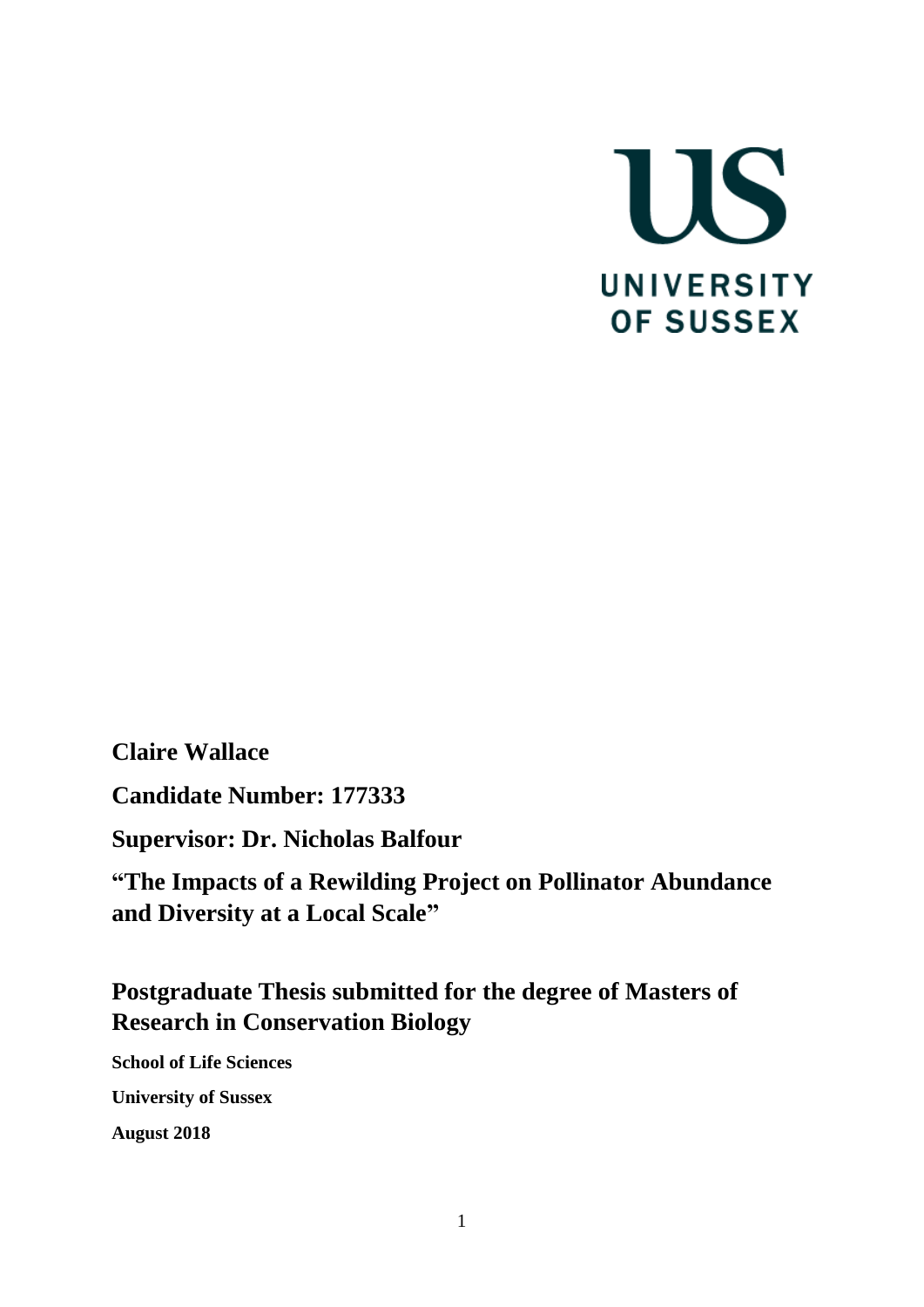UNIVERSITY OF SUSSEX

**Claire Wallace**

**Candidate Number: 177333**

**Supervisor: Dr. Nicholas Balfour**

**"The Impacts of a Rewilding Project on Pollinator Abundance and Diversity at a Local Scale"**

## Postgraduate Thesis submitted for the degree of Masters of Research in Conservation Biology

**School of Life Sciences**

**University of Sussex**

**August 2018**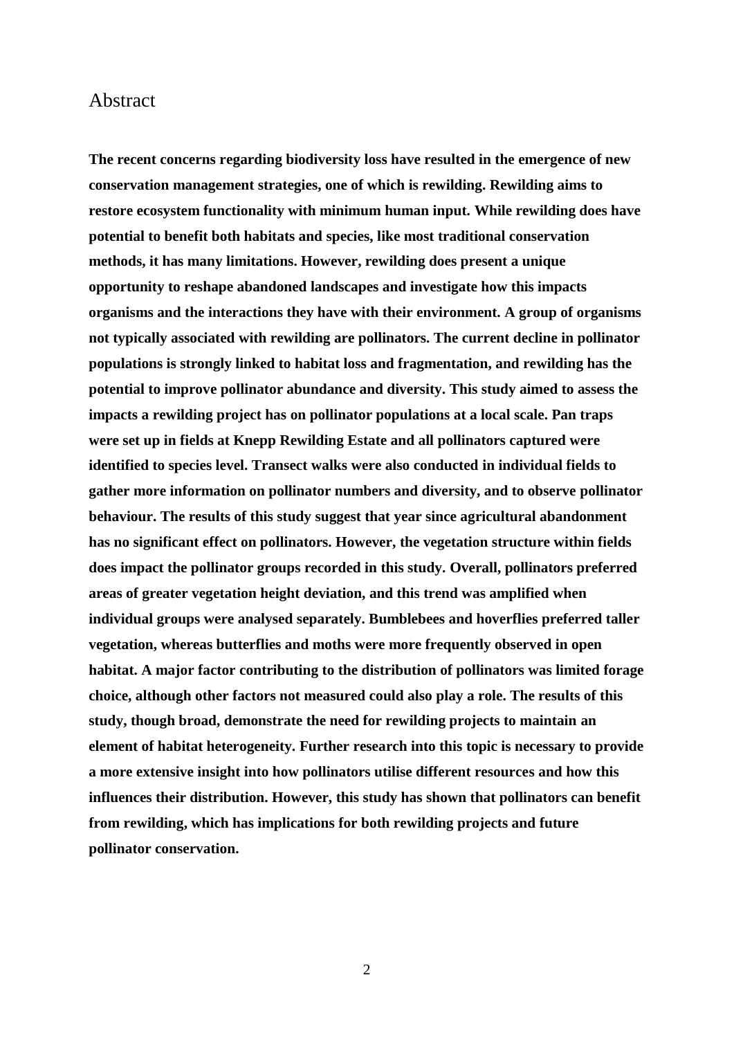# Abstract

**The recent concerns regarding biodiversity loss have resulted in the emergence of new conservation management strategies, one of which is rewilding. Rewilding aims to restore ecosystem functionality with minimum human input. While rewilding does have potential to benefit both habitats and species, like most traditional conservation methods, it has many limitations. However, rewilding does present a unique opportunity to reshape abandoned landscapes and investigate how this impacts organisms and the interactions they have with their environment. A group of organisms not typically associated with rewilding are pollinators. The current decline in pollinator populations is strongly linked to habitat loss and fragmentation, and rewilding has the potential to improve pollinator abundance and diversity. This study aimed to assess the impacts a rewilding project has on pollinator populations at a local scale. Pan traps were set up in fields at Knepp Rewilding Estate and all pollinators captured were identified to species level. Transect walks were also conducted in individual fields to gather more information on pollinator numbers and diversity, and to observe pollinator behaviour. The results of this study suggest that year since agricultural abandonment has no significant effect on pollinators. However, the vegetation structure within fields does impact the pollinator groups recorded in this study. Overall, pollinators preferred areas of greater vegetation height deviation, and this trend was amplified when individual groups were analysed separately. Bumblebees and hoverflies preferred taller vegetation, whereas butterflies and moths were more frequently observed in open habitat. A major factor contributing to the distribution of pollinators was limited forage choice, although other factors not measured could also play a role. The results of this study, though broad, demonstrate the need for rewilding projects to maintain an element of habitat heterogeneity. Further research into this topic is necessary to provide a more extensive insight into how pollinators utilise different resources and how this influences their distribution. However, this study has shown that pollinators can benefit from rewilding, which has implications for both rewilding projects and future pollinator conservation.**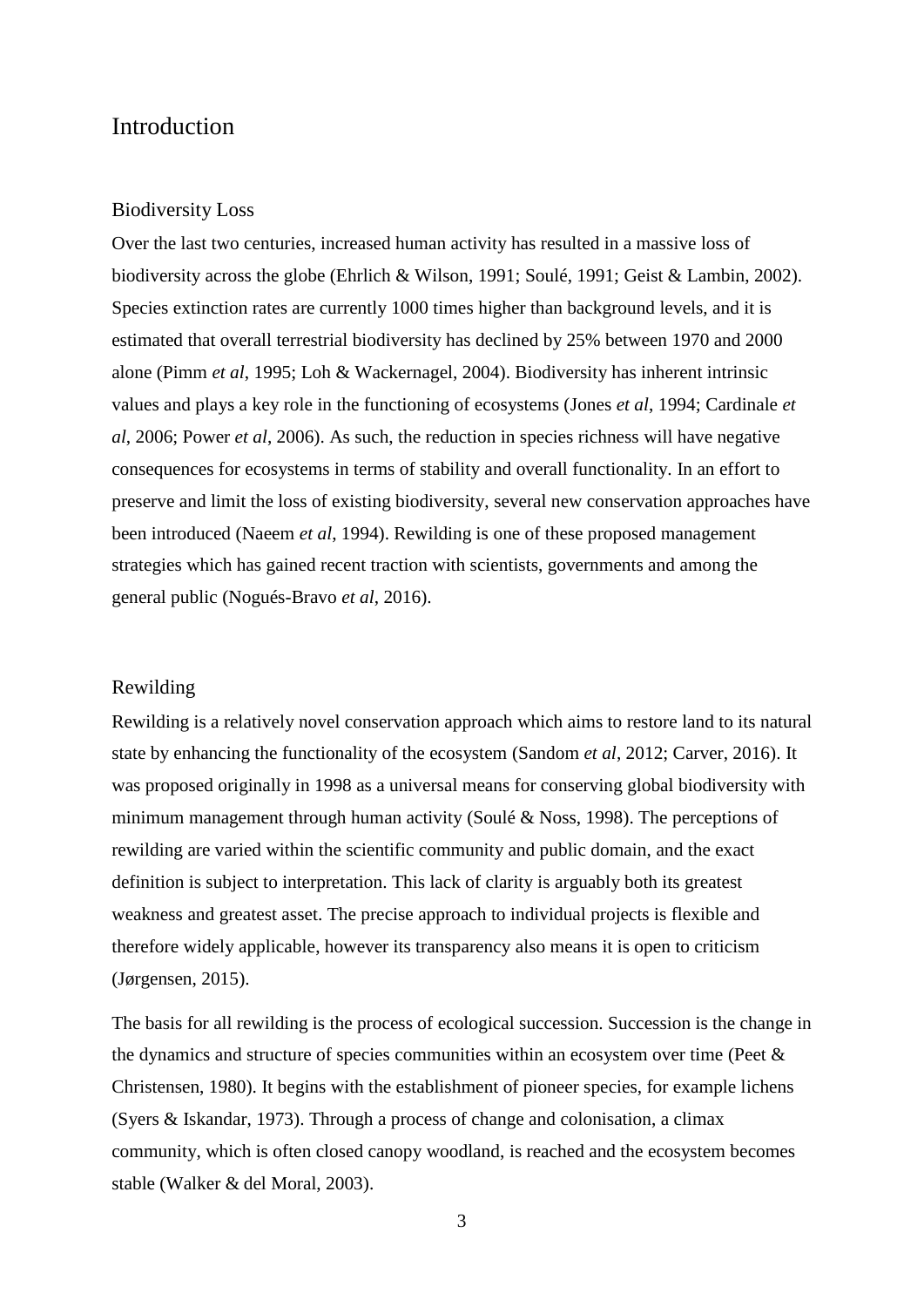# Introduction

## Biodiversity Loss

Over the last two centuries, increased human activity has resulted in a massive loss of biodiversity across the globe (Ehrlich & Wilson, 1991; Soulé, 1991; Geist & Lambin, 2002). Species extinction rates are currently 1000 times higher than background levels, and it is estimated that overall terrestrial biodiversity has declined by 25% between 1970 and 2000 alone (Pimm *et al*, 1995; Loh & Wackernagel, 2004). Biodiversity has inherent intrinsic values and plays a key role in the functioning of ecosystems (Jones *et al*, 1994; Cardinale *et al*, 2006; Power *et al*, 2006). As such, the reduction in species richness will have negative consequences for ecosystems in terms of stability and overall functionality. In an effort to preserve and limit the loss of existing biodiversity, several new conservation approaches have been introduced (Naeem *et al*, 1994). Rewilding is one of these proposed management strategies which has gained recent traction with scientists, governments and among the general public (Nogués-Bravo *et al*, 2016).

## Rewilding

Rewilding is a relatively novel conservation approach which aims to restore land to its natural state by enhancing the functionality of the ecosystem (Sandom *et al*, 2012; Carver, 2016). It was proposed originally in 1998 as a universal means for conserving global biodiversity with minimum management through human activity (Soulé & Noss, 1998). The perceptions of rewilding are varied within the scientific community and public domain, and the exact definition is subject to interpretation. This lack of clarity is arguably both its greatest weakness and greatest asset. The precise approach to individual projects is flexible and therefore widely applicable, however its transparency also means it is open to criticism (Jørgensen, 2015).

The basis for all rewilding is the process of ecological succession. Succession is the change in the dynamics and structure of species communities within an ecosystem over time (Peet & Christensen, 1980). It begins with the establishment of pioneer species, for example lichens (Syers & Iskandar, 1973). Through a process of change and colonisation, a climax community, which is often closed canopy woodland, is reached and the ecosystem becomes stable (Walker & del Moral, 2003).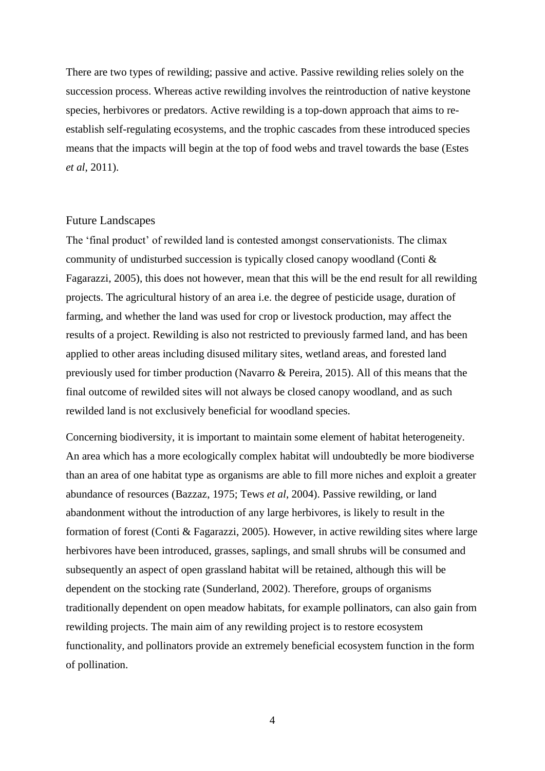There are two types of rewilding; passive and active. Passive rewilding relies solely on the succession process. Whereas active rewilding involves the reintroduction of native keystone species, herbivores or predators. Active rewilding is a top-down approach that aims to re-establish self-regulating ecosystems, and the trophic cascades from these introduced species means that the impacts will begin at the top of food webs and travel towards the base (Estes *et al*, 2011).

## Future Landscapes

The 'final product' of rewilded land is contested amongst conservationists. The climax community of undisturbed succession is typically closed canopy woodland (Conti & Fagarazzi, 2005), this does not however, mean that this will be the end result for all rewilding projects. The agricultural history of an area i.e. the degree of pesticide usage, duration of farming, and whether the land was used for crop or livestock production, may affect the results of a project. Rewilding is also not restricted to previously farmed land, and has been applied to other areas including disused military sites, wetland areas, and forested land previously used for timber production (Navarro & Pereira, 2015). All of this means that the final outcome of rewilded sites will not always be closed canopy woodland, and as such rewilded land is not exclusively beneficial for woodland species.

Concerning biodiversity, it is important to maintain some element of habitat heterogeneity. An area which has a more ecologically complex habitat will undoubtedly be more biodiverse than an area of one habitat type as organisms are able to fill more niches and exploit a greater abundance of resources (Bazzaz, 1975; Tews *et al*, 2004). Passive rewilding, or land abandonment without the introduction of any large herbivores, is likely to result in the formation of forest (Conti & Fagarazzi, 2005). However, in active rewilding sites where large herbivores have been introduced, grasses, saplings, and small shrubs will be consumed and subsequently an aspect of open grassland habitat will be retained, although this will be dependent on the stocking rate (Sunderland, 2002). Therefore, groups of organisms traditionally dependent on open meadow habitats, for example pollinators, can also gain from rewilding projects. The main aim of any rewilding project is to restore ecosystem functionality, and pollinators provide an extremely beneficial ecosystem function in the form of pollination.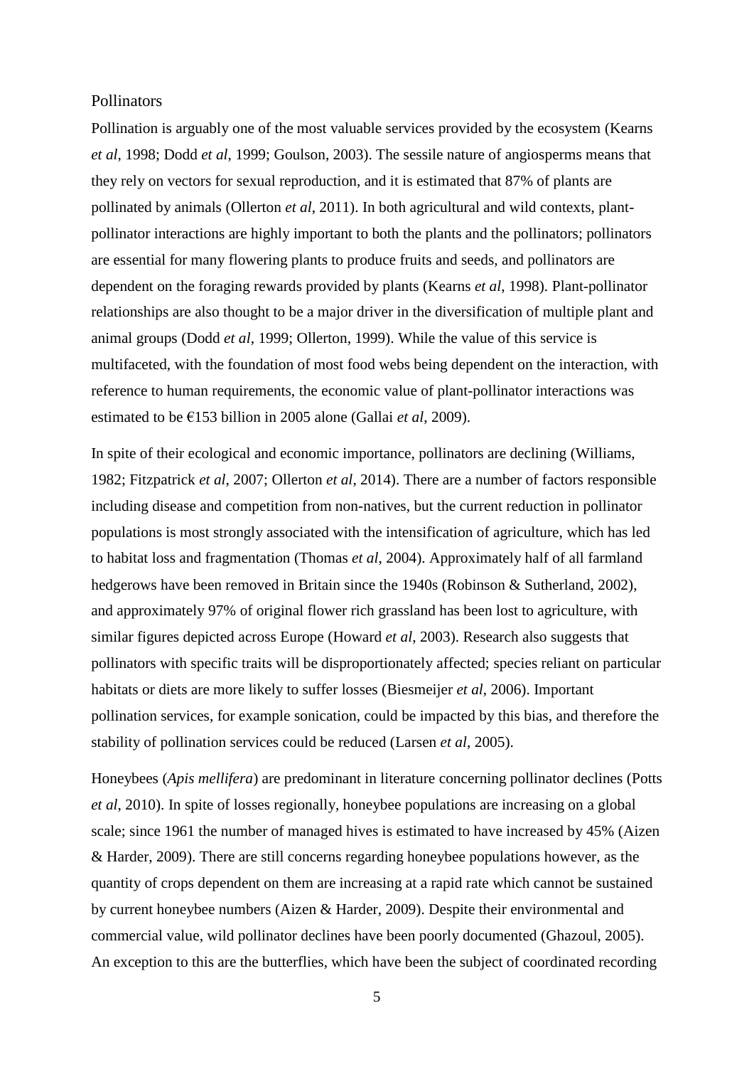## Pollinators

Pollination is arguably one of the most valuable services provided by the ecosystem (Kearns *et al*, 1998; Dodd *et al*, 1999; Goulson, 2003). The sessile nature of angiosperms means that they rely on vectors for sexual reproduction, and it is estimated that 87% of plants are pollinated by animals (Ollerton *et al*, 2011). In both agricultural and wild contexts, plant-pollinator interactions are highly important to both the plants and the pollinators; pollinators are essential for many flowering plants to produce fruits and seeds, and pollinators are dependent on the foraging rewards provided by plants (Kearns *et al*, 1998). Plant-pollinator relationships are also thought to be a major driver in the diversification of multiple plant and animal groups (Dodd *et al*, 1999; Ollerton, 1999). While the value of this service is multifaceted, with the foundation of most food webs being dependent on the interaction, with reference to human requirements, the economic value of plant-pollinator interactions was estimated to be €153 billion in 2005 alone (Gallai *et al*, 2009).

In spite of their ecological and economic importance, pollinators are declining (Williams, 1982; Fitzpatrick *et al*, 2007; Ollerton *et al*, 2014). There are a number of factors responsible including disease and competition from non-natives, but the current reduction in pollinator populations is most strongly associated with the intensification of agriculture, which has led to habitat loss and fragmentation (Thomas *et al*, 2004). Approximately half of all farmland hedgerows have been removed in Britain since the 1940s (Robinson & Sutherland, 2002), and approximately 97% of original flower rich grassland has been lost to agriculture, with similar figures depicted across Europe (Howard *et al*, 2003). Research also suggests that pollinators with specific traits will be disproportionately affected; species reliant on particular habitats or diets are more likely to suffer losses (Biesmeijer *et al*, 2006). Important pollination services, for example sonication, could be impacted by this bias, and therefore the stability of pollination services could be reduced (Larsen *et al*, 2005).

Honeybees (*Apis mellifera*) are predominant in literature concerning pollinator declines (Potts *et al*, 2010). In spite of losses regionally, honeybee populations are increasing on a global scale; since 1961 the number of managed hives is estimated to have increased by 45% (Aizen & Harder, 2009). There are still concerns regarding honeybee populations however, as the quantity of crops dependent on them are increasing at a rapid rate which cannot be sustained by current honeybee numbers (Aizen & Harder, 2009). Despite their environmental and commercial value, wild pollinator declines have been poorly documented (Ghazoul, 2005). An exception to this are the butterflies, which have been the subject of coordinated recording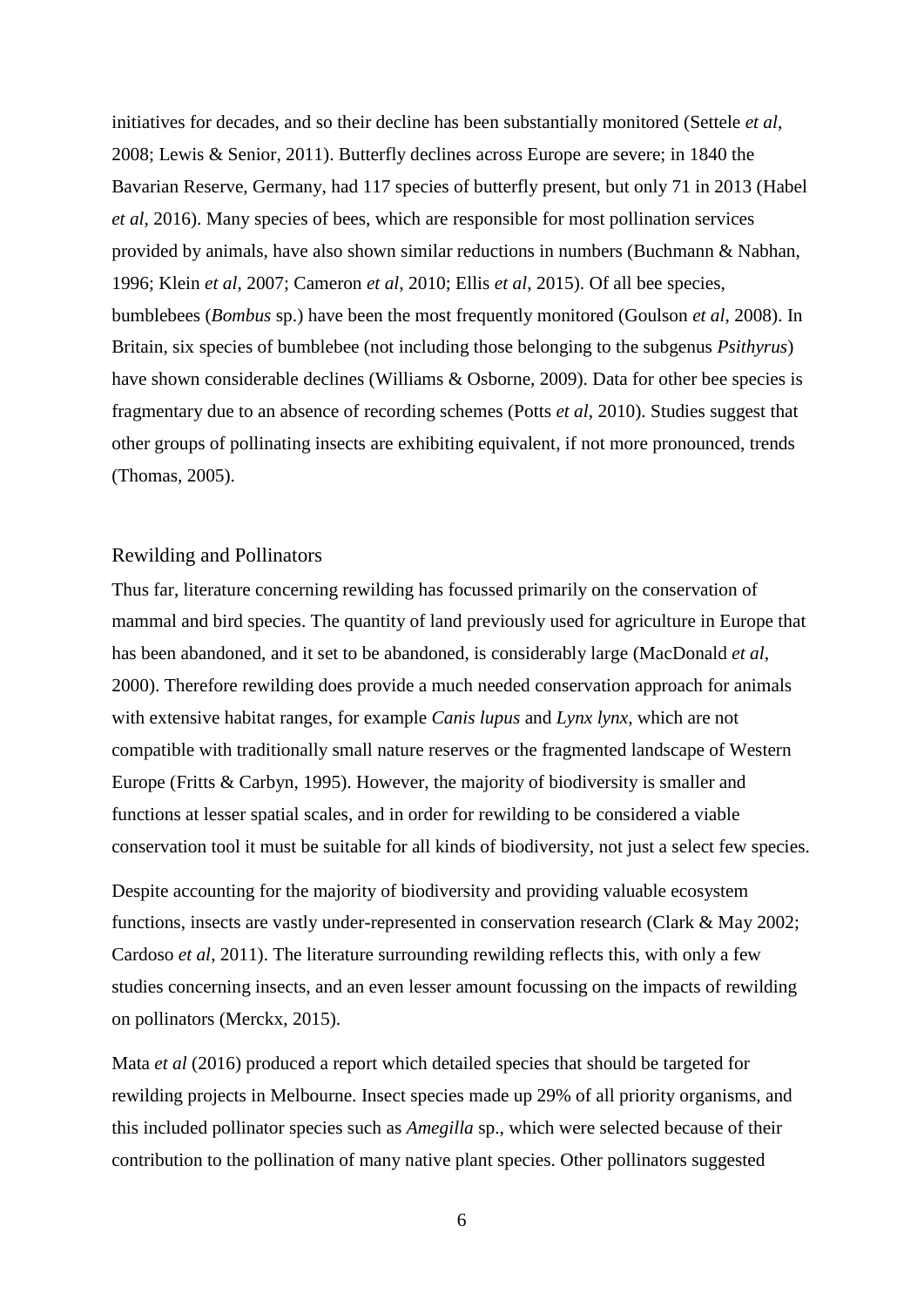initiatives for decades, and so their decline has been substantially monitored (Settele *et al*, 2008; Lewis & Senior, 2011). Butterfly declines across Europe are severe; in 1840 the Bavarian Reserve, Germany, had 117 species of butterfly present, but only 71 in 2013 (Habel *et al*, 2016). Many species of bees, which are responsible for most pollination services provided by animals, have also shown similar reductions in numbers (Buchmann & Nabhan, 1996; Klein *et al*, 2007; Cameron *et al*, 2010; Ellis *et al*, 2015). Of all bee species, bumblebees (*Bombus* sp.) have been the most frequently monitored (Goulson *et al*, 2008). In Britain, six species of bumblebee (not including those belonging to the subgenus *Psithyrus*) have shown considerable declines (Williams & Osborne, 2009). Data for other bee species is fragmentary due to an absence of recording schemes (Potts *et al*, 2010). Studies suggest that other groups of pollinating insects are exhibiting equivalent, if not more pronounced, trends (Thomas, 2005).

## Rewilding and Pollinators

Thus far, literature concerning rewilding has focussed primarily on the conservation of mammal and bird species. The quantity of land previously used for agriculture in Europe that has been abandoned, and it set to be abandoned, is considerably large (MacDonald *et al*, 2000). Therefore rewilding does provide a much needed conservation approach for animals with extensive habitat ranges, for example *Canis lupus* and *Lynx lynx,* which are not compatible with traditionally small nature reserves or the fragmented landscape of Western Europe (Fritts & Carbyn, 1995). However, the majority of biodiversity is smaller and functions at lesser spatial scales, and in order for rewilding to be considered a viable conservation tool it must be suitable for all kinds of biodiversity, not just a select few species.

Despite accounting for the majority of biodiversity and providing valuable ecosystem functions, insects are vastly under-represented in conservation research (Clark & May 2002; Cardoso *et al*, 2011). The literature surrounding rewilding reflects this, with only a few studies concerning insects, and an even lesser amount focussing on the impacts of rewilding on pollinators (Merckx, 2015).

Mata *et al* (2016) produced a report which detailed species that should be targeted for rewilding projects in Melbourne. Insect species made up 29% of all priority organisms, and this included pollinator species such as *Amegilla* sp., which were selected because of their contribution to the pollination of many native plant species. Other pollinators suggested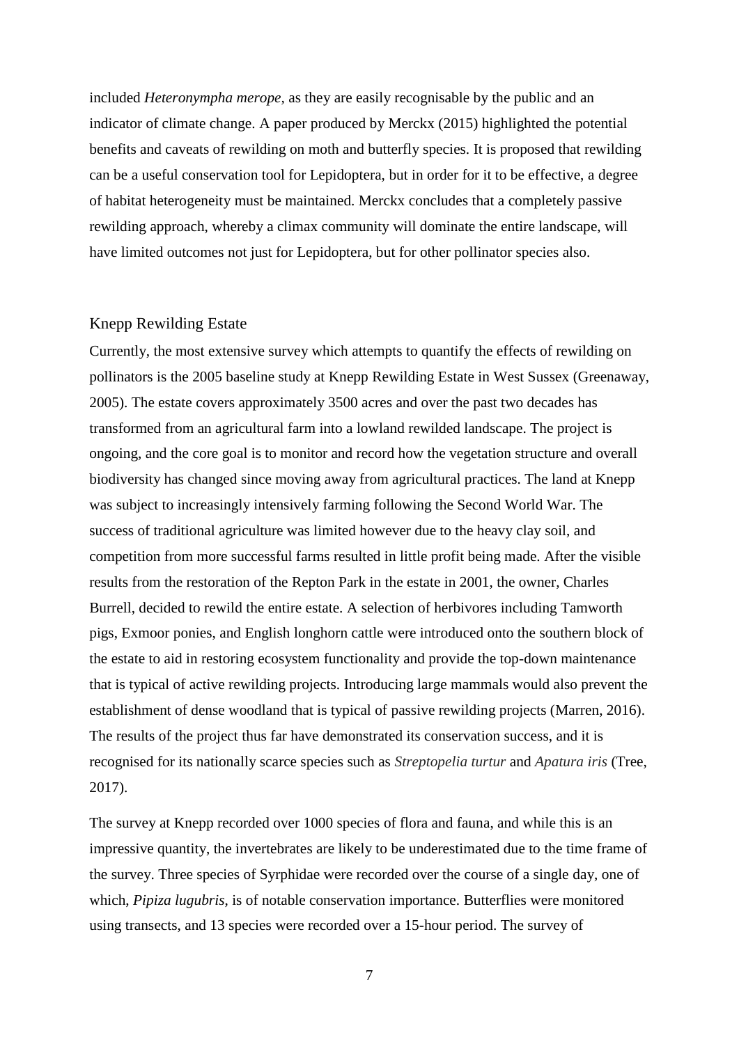included *Heteronympha merope*, as they are easily recognisable by the public and an indicator of climate change. A paper produced by Merckx (2015) highlighted the potential benefits and caveats of rewilding on moth and butterfly species. It is proposed that rewilding can be a useful conservation tool for Lepidoptera, but in order for it to be effective, a degree of habitat heterogeneity must be maintained. Merckx concludes that a completely passive rewilding approach, whereby a climax community will dominate the entire landscape, will have limited outcomes not just for Lepidoptera, but for other pollinator species also.

## Knepp Rewilding Estate

Currently, the most extensive survey which attempts to quantify the effects of rewilding on pollinators is the 2005 baseline study at Knepp Rewilding Estate in West Sussex (Greenaway, 2005). The estate covers approximately 3500 acres and over the past two decades has transformed from an agricultural farm into a lowland rewilded landscape. The project is ongoing, and the core goal is to monitor and record how the vegetation structure and overall biodiversity has changed since moving away from agricultural practices. The land at Knepp was subject to increasingly intensively farming following the Second World War. The success of traditional agriculture was limited however due to the heavy clay soil, and competition from more successful farms resulted in little profit being made. After the visible results from the restoration of the Repton Park in the estate in 2001, the owner, Charles Burrell, decided to rewild the entire estate. A selection of herbivores including Tamworth pigs, Exmoor ponies, and English longhorn cattle were introduced onto the southern block of the estate to aid in restoring ecosystem functionality and provide the top-down maintenance that is typical of active rewilding projects. Introducing large mammals would also prevent the establishment of dense woodland that is typical of passive rewilding projects (Marren, 2016). The results of the project thus far have demonstrated its conservation success, and it is recognised for its nationally scarce species such as *Streptopelia turtur* and *Apatura iris* (Tree, 2017).

The survey at Knepp recorded over 1000 species of flora and fauna, and while this is an impressive quantity, the invertebrates are likely to be underestimated due to the time frame of the survey. Three species of Syrphidae were recorded over the course of a single day, one of which, *Pipiza lugubris*, is of notable conservation importance. Butterflies were monitored using transects, and 13 species were recorded over a 15-hour period. The survey of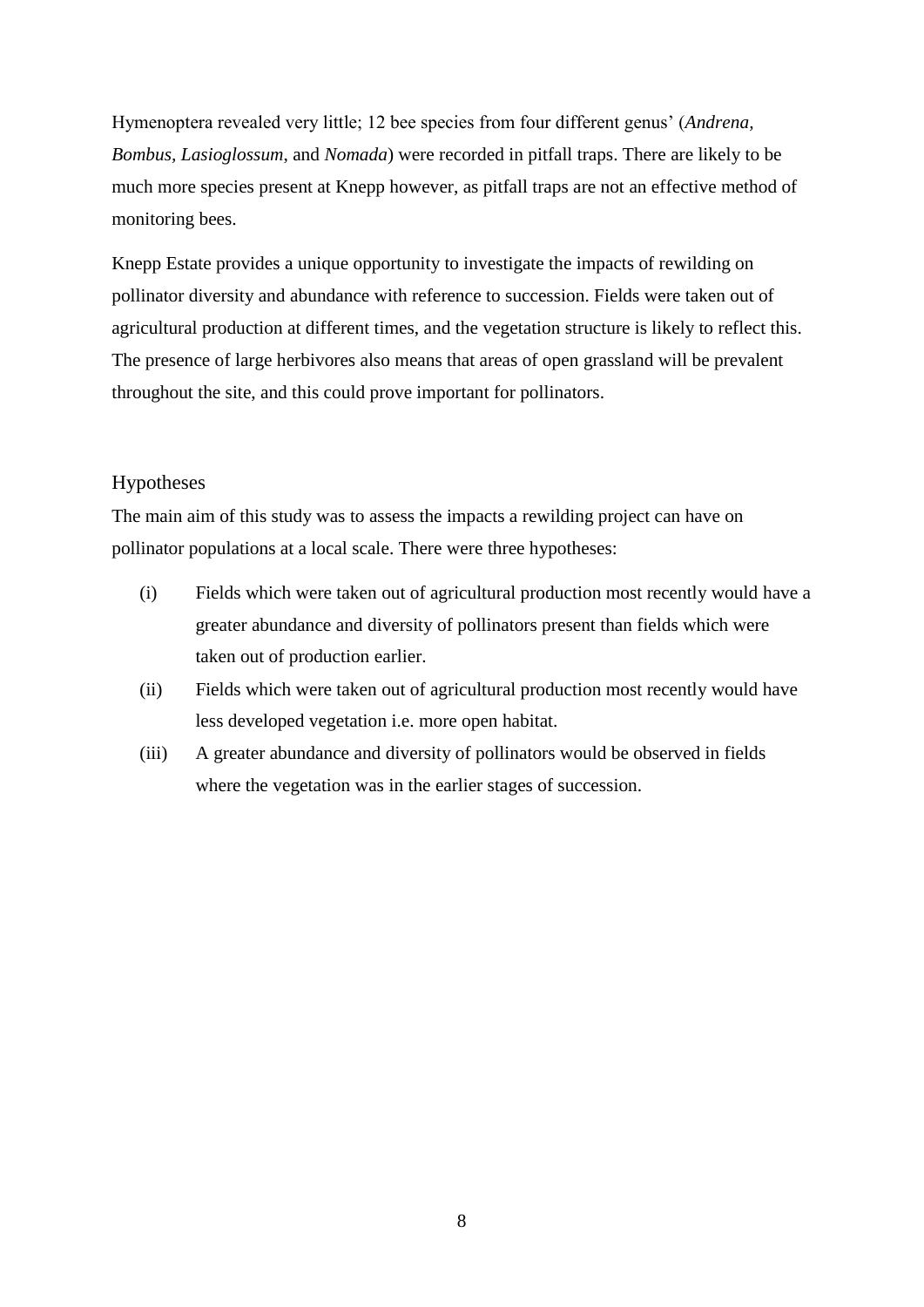Hymenoptera revealed very little; 12 bee species from four different genus' (*Andrena, Bombus, Lasioglossum*, and *Nomada*) were recorded in pitfall traps. There are likely to be much more species present at Knepp however, as pitfall traps are not an effective method of monitoring bees.

Knepp Estate provides a unique opportunity to investigate the impacts of rewilding on pollinator diversity and abundance with reference to succession. Fields were taken out of agricultural production at different times, and the vegetation structure is likely to reflect this. The presence of large herbivores also means that areas of open grassland will be prevalent throughout the site, and this could prove important for pollinators.

## Hypotheses

The main aim of this study was to assess the impacts a rewilding project can have on pollinator populations at a local scale. There were three hypotheses:

(i) Fields which were taken out of agricultural production most recently would have a greater abundance and diversity of pollinators present than fields which were taken out of production earlier.

(ii) Fields which were taken out of agricultural production most recently would have less developed vegetation i.e. more open habitat.

(iii) A greater abundance and diversity of pollinators would be observed in fields where the vegetation was in the earlier stages of succession.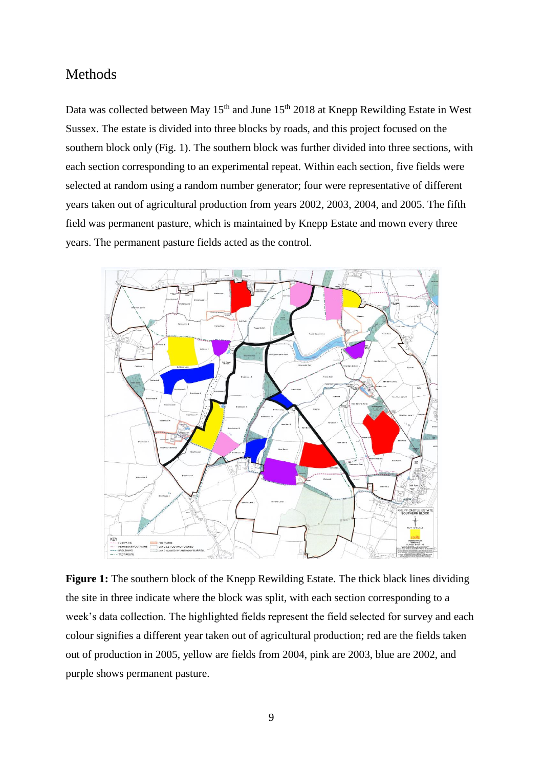# Methods

Data was collected between May 15th and June 15th 2018 at Knepp Rewilding Estate in West Sussex. The estate is divided into three blocks by roads, and this project focused on the southern block only (Fig. 1). The southern block was further divided into three sections, with each section corresponding to an experimental repeat. Within each section, five fields were selected at random using a random number generator; four were representative of different years taken out of agricultural production from years 2002, 2003, 2004, and 2005. The fifth field was permanent pasture, which is maintained by Knepp Estate and mown every three years. The permanent pasture fields acted as the control.

**Figure 1:** The southern block of the Knepp Rewilding Estate. The thick black lines dividing the site in three indicate where the block was split, with each section corresponding to a week's data collection. The highlighted fields represent the field selected for survey and each colour signifies a different year taken out of agricultural production; red are the fields taken out of production in 2005, yellow are fields from 2004, pink are 2003, blue are 2002, and purple shows permanent pasture.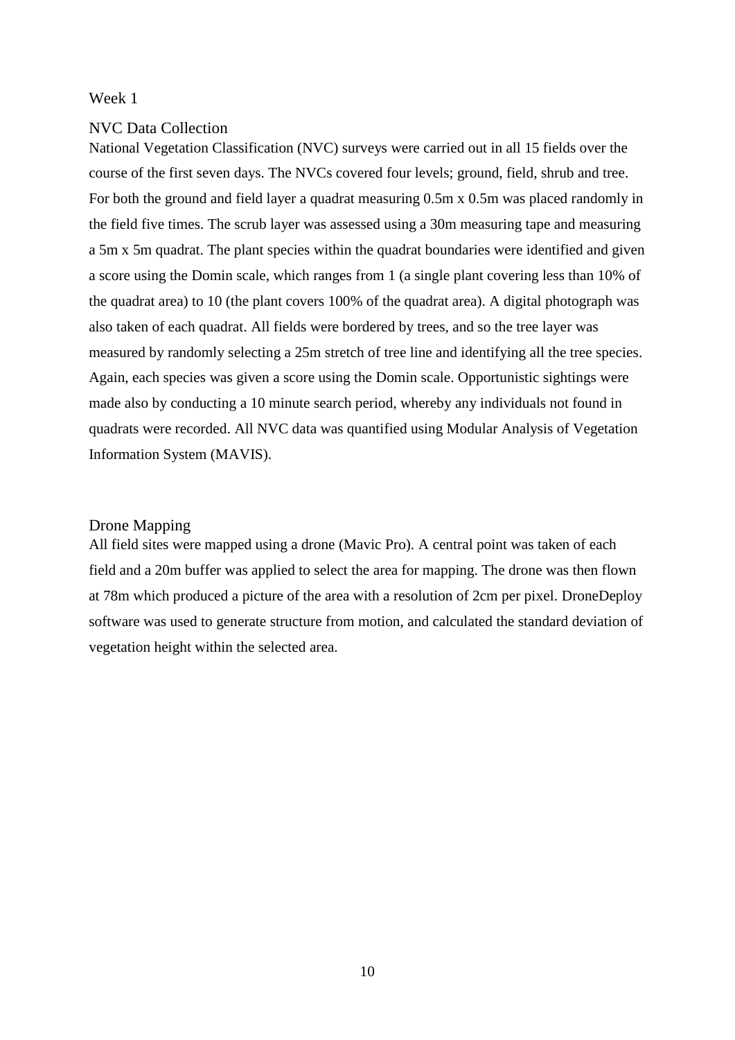## Week 1

### NVC Data Collection

National Vegetation Classification (NVC) surveys were carried out in all 15 fields over the course of the first seven days. The NVCs covered four levels; ground, field, shrub and tree. For both the ground and field layer a quadrat measuring 0.5m x 0.5m was placed randomly in the field five times. The scrub layer was assessed using a 30m measuring tape and measuring a 5m x 5m quadrat. The plant species within the quadrat boundaries were identified and given a score using the Domin scale, which ranges from 1 (a single plant covering less than 10% of the quadrat area) to 10 (the plant covers 100% of the quadrat area). A digital photograph was also taken of each quadrat. All fields were bordered by trees, and so the tree layer was measured by randomly selecting a 25m stretch of tree line and identifying all the tree species. Again, each species was given a score using the Domin scale. Opportunistic sightings were made also by conducting a 10 minute search period, whereby any individuals not found in quadrats were recorded. All NVC data was quantified using Modular Analysis of Vegetation Information System (MAVIS).

### Drone Mapping

All field sites were mapped using a drone (Mavic Pro). A central point was taken of each field and a 20m buffer was applied to select the area for mapping. The drone was then flown at 78m which produced a picture of the area with a resolution of 2cm per pixel. DroneDeploy software was used to generate structure from motion, and calculated the standard deviation of vegetation height within the selected area.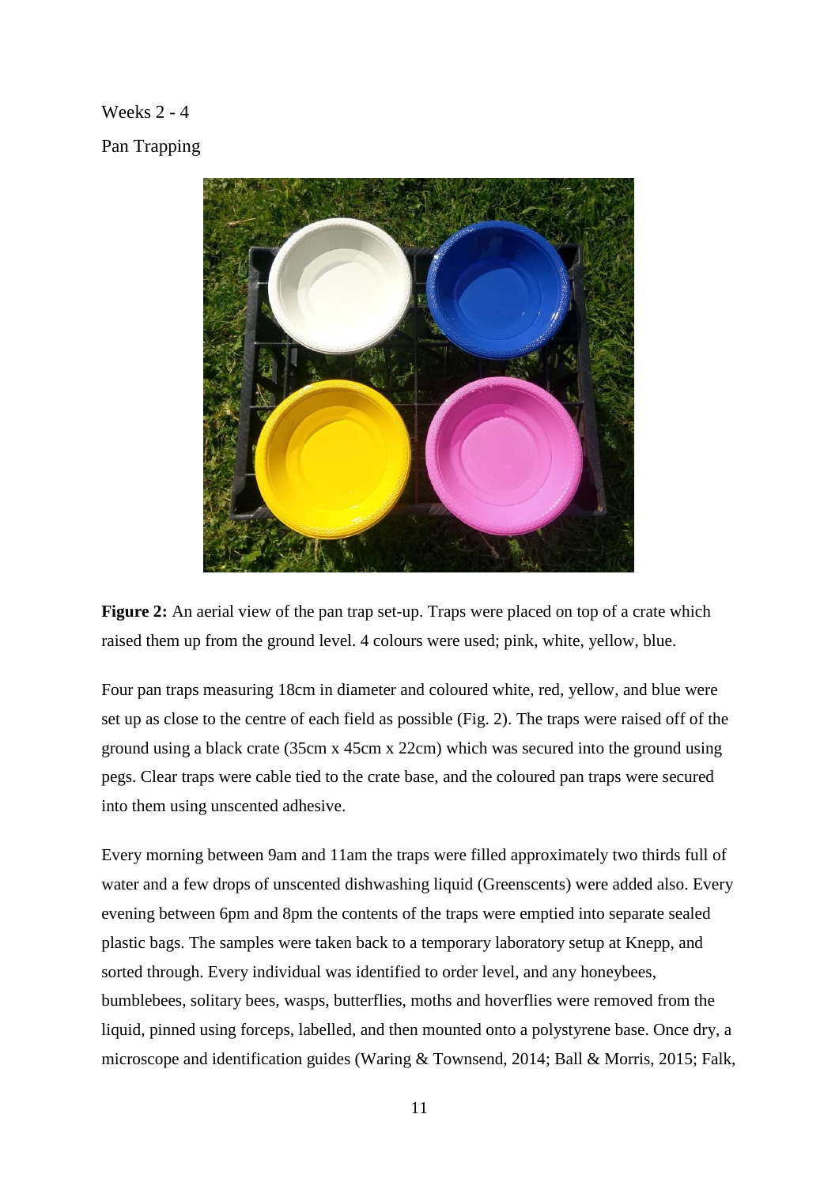Weeks 2 - 4

Pan Trapping

**Figure 2:** An aerial view of the pan trap set-up. Traps were placed on top of a crate which raised them up from the ground level. 4 colours were used; pink, white, yellow, blue.

Four pan traps measuring 18cm in diameter and coloured white, red, yellow, and blue were set up as close to the centre of each field as possible (Fig. 2). The traps were raised off of the ground using a black crate (35cm x 45cm x 22cm) which was secured into the ground using pegs. Clear traps were cable tied to the crate base, and the coloured pan traps were secured into them using unscented adhesive.

Every morning between 9am and 11am the traps were filled approximately two thirds full of water and a few drops of unscented dishwashing liquid (Greenscents) were added also. Every evening between 6pm and 8pm the contents of the traps were emptied into separate sealed plastic bags. The samples were taken back to a temporary laboratory setup at Knepp, and sorted through. Every individual was identified to order level, and any honeybees, bumblebees, solitary bees, wasps, butterflies, moths and hoverflies were removed from the liquid, pinned using forceps, labelled, and then mounted onto a polystyrene base. Once dry, a microscope and identification guides (Waring & Townsend, 2014; Ball & Morris, 2015; Falk,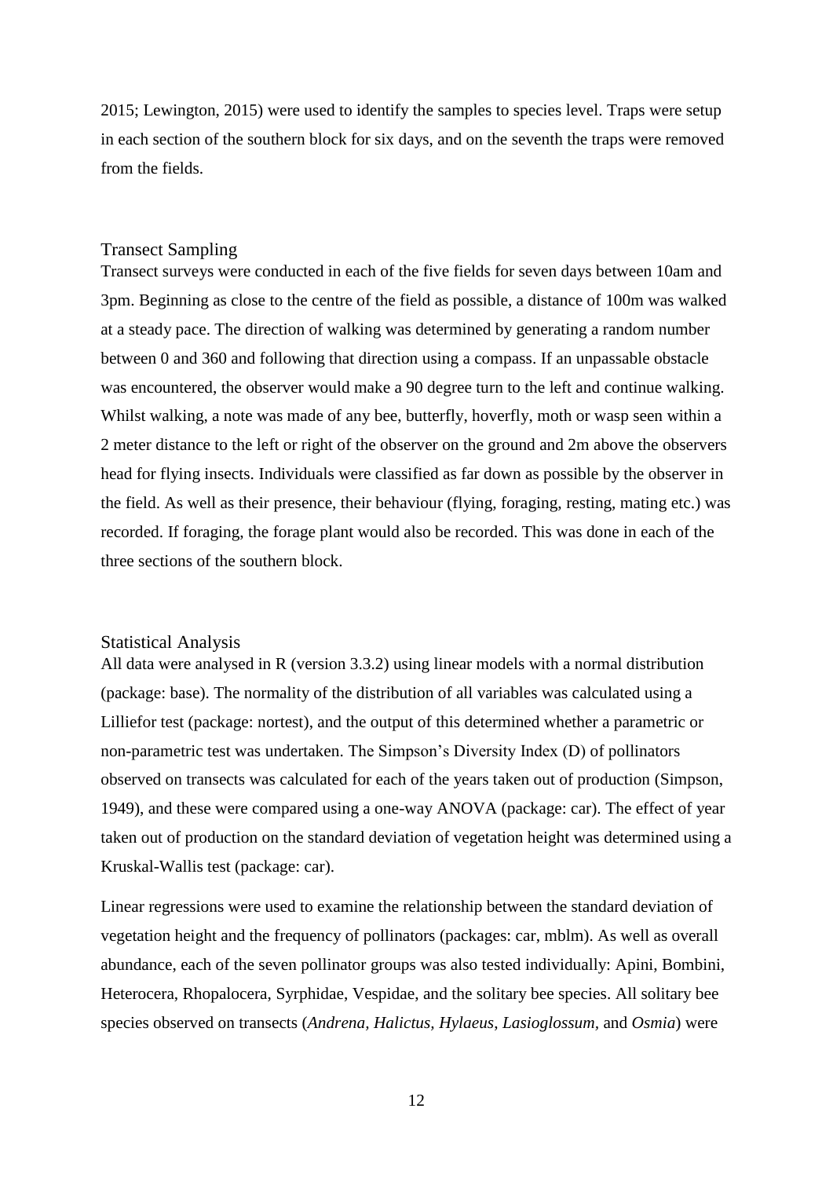2015; Lewington, 2015) were used to identify the samples to species level. Traps were setup in each section of the southern block for six days, and on the seventh the traps were removed from the fields.

## Transect Sampling

Transect surveys were conducted in each of the five fields for seven days between 10am and 3pm. Beginning as close to the centre of the field as possible, a distance of 100m was walked at a steady pace. The direction of walking was determined by generating a random number between 0 and 360 and following that direction using a compass. If an unpassable obstacle was encountered, the observer would make a 90 degree turn to the left and continue walking. Whilst walking, a note was made of any bee, butterfly, hoverfly, moth or wasp seen within a 2 meter distance to the left or right of the observer on the ground and 2m above the observers head for flying insects. Individuals were classified as far down as possible by the observer in the field. As well as their presence, their behaviour (flying, foraging, resting, mating etc.) was recorded. If foraging, the forage plant would also be recorded. This was done in each of the three sections of the southern block.

## Statistical Analysis

All data were analysed in R (version 3.3.2) using linear models with a normal distribution (package: base). The normality of the distribution of all variables was calculated using a Lilliefor test (package: nortest), and the output of this determined whether a parametric or non-parametric test was undertaken. The Simpson's Diversity Index (D) of pollinators observed on transects was calculated for each of the years taken out of production (Simpson, 1949), and these were compared using a one-way ANOVA (package: car). The effect of year taken out of production on the standard deviation of vegetation height was determined using a Kruskal-Wallis test (package: car).

Linear regressions were used to examine the relationship between the standard deviation of vegetation height and the frequency of pollinators (packages: car, mblm). As well as overall abundance, each of the seven pollinator groups was also tested individually: Apini, Bombini, Heterocera, Rhopalocera, Syrphidae, Vespidae, and the solitary bee species. All solitary bee species observed on transects (*Andrena*, *Halictus*, *Hylaeus*, *Lasioglossum*, and *Osmia*) were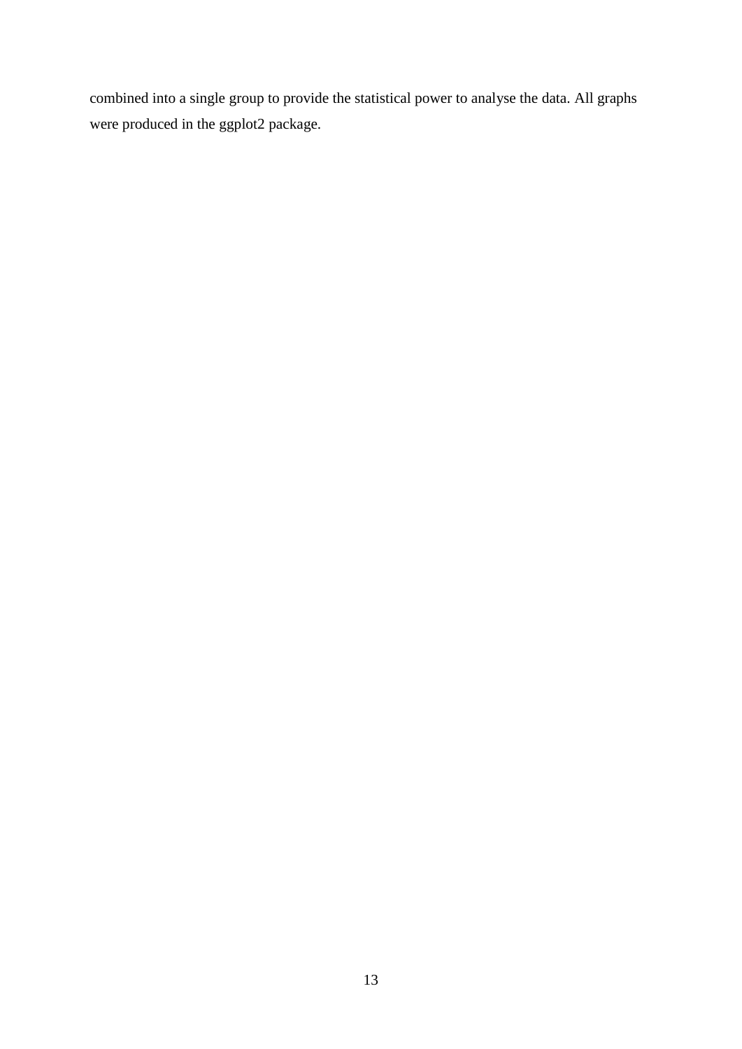combined into a single group to provide the statistical power to analyse the data. All graphs were produced in the ggplot2 package.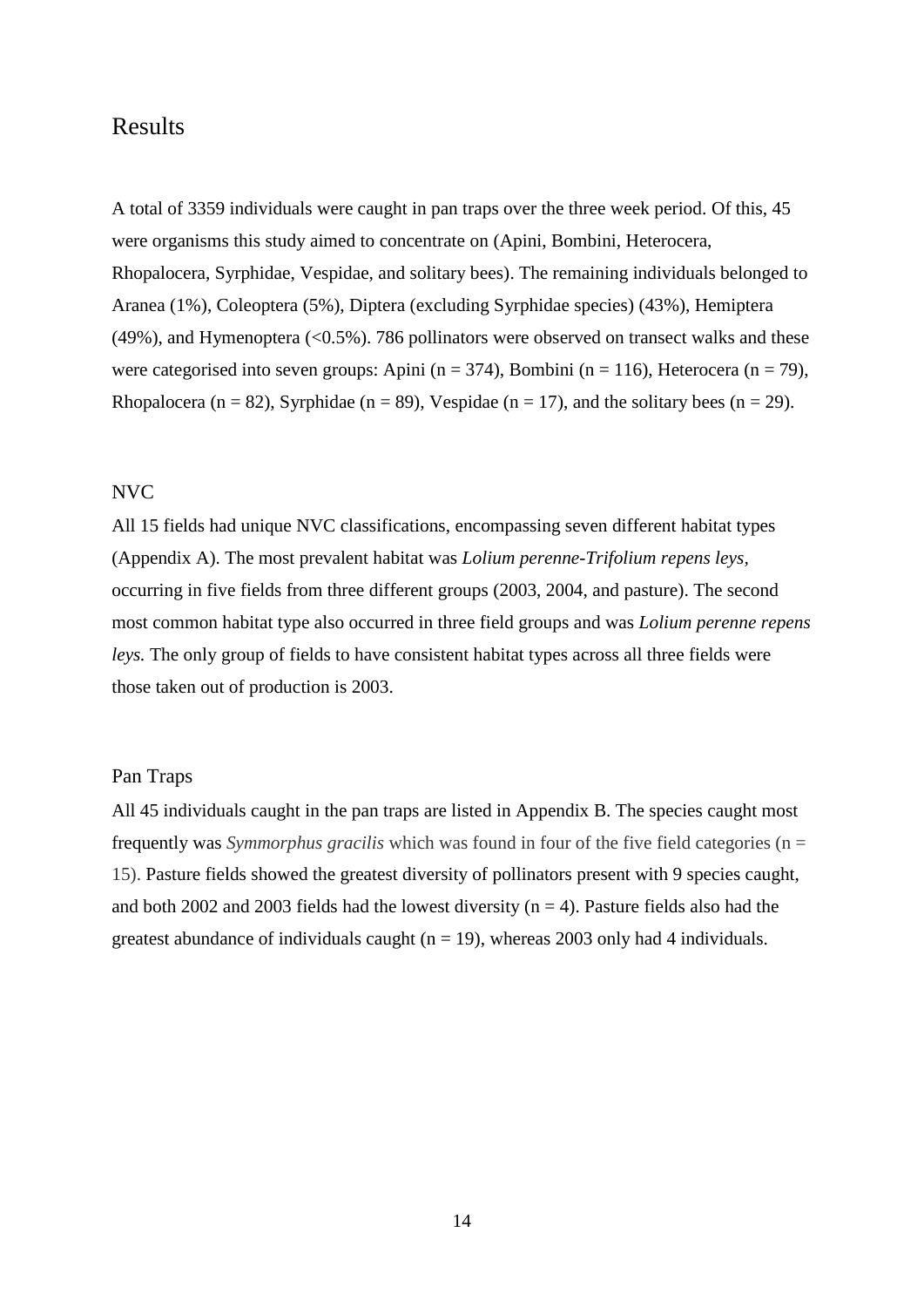# Results

A total of 3359 individuals were caught in pan traps over the three week period. Of this, 45 were organisms this study aimed to concentrate on (Apini, Bombini, Heterocera, Rhopalocera, Syrphidae, Vespidae, and solitary bees). The remaining individuals belonged to Aranea (1%), Coleoptera (5%), Diptera (excluding Syrphidae species) (43%), Hemiptera (49%), and Hymenoptera (<0.5%). 786 pollinators were observed on transect walks and these were categorised into seven groups: Apini (n = 374), Bombini (n = 116), Heterocera (n = 79), Rhopalocera (n = 82), Syrphidae (n = 89), Vespidae (n = 17), and the solitary bees (n = 29).

## NVC

All 15 fields had unique NVC classifications, encompassing seven different habitat types (Appendix A). The most prevalent habitat was *Lolium perenne-Trifolium repens leys,* occurring in five fields from three different groups (2003, 2004, and pasture). The second most common habitat type also occurred in three field groups and was *Lolium perenne repens leys.* The only group of fields to have consistent habitat types across all three fields were those taken out of production is 2003.

## Pan Traps

All 45 individuals caught in the pan traps are listed in Appendix B. The species caught most frequently was *Symmorphus gracilis* which was found in four of the five field categories (n = 15). Pasture fields showed the greatest diversity of pollinators present with 9 species caught, and both 2002 and 2003 fields had the lowest diversity (n = 4). Pasture fields also had the greatest abundance of individuals caught (n = 19), whereas 2003 only had 4 individuals.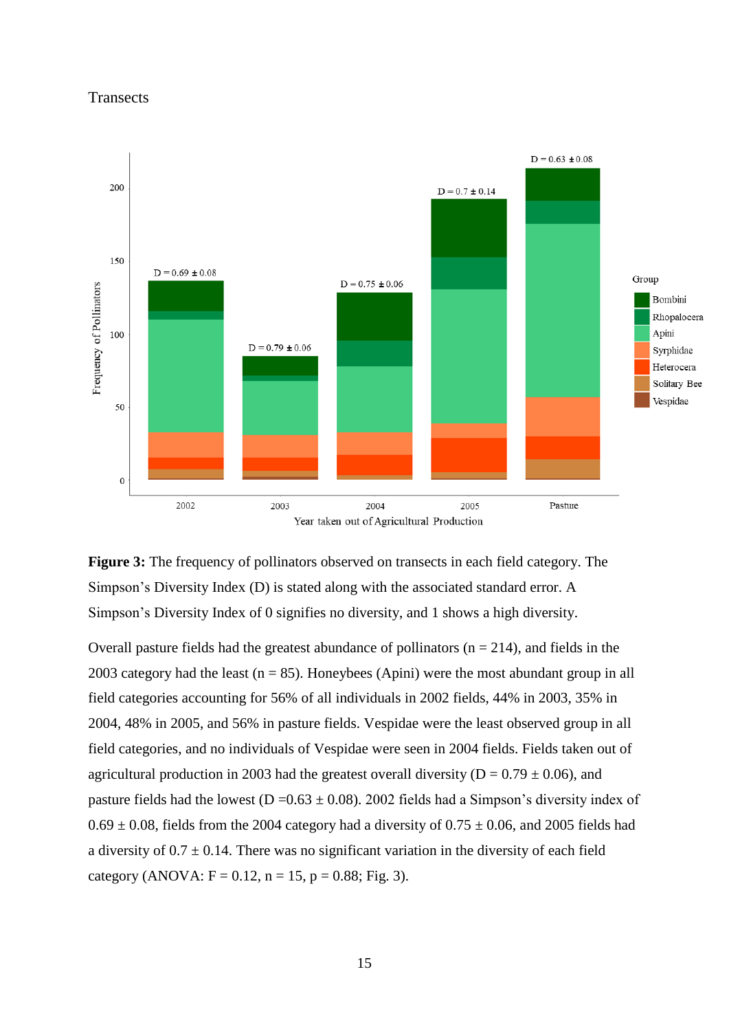Transects

**Figure 3:** The frequency of pollinators observed on transects in each field category. The Simpson's Diversity Index (D) is stated along with the associated standard error. A Simpson's Diversity Index of 0 signifies no diversity, and 1 shows a high diversity.

Overall pasture fields had the greatest abundance of pollinators ($n = 214$), and fields in the 2003 category had the least ($n = 85$). Honeybees (Apini) were the most abundant group in all field categories accounting for 56% of all individuals in 2002 fields, 44% in 2003, 35% in 2004, 48% in 2005, and 56% in pasture fields. Vespidae were the least observed group in all field categories, and no individuals of Vespidae were seen in 2004 fields. Fields taken out of agricultural production in 2003 had the greatest overall diversity ($D = 0.79 \pm 0.06$), and pasture fields had the lowest ($D = 0.63 \pm 0.08$). 2002 fields had a Simpson's diversity index of $0.69 \pm 0.08$, fields from the 2004 category had a diversity of $0.75 \pm 0.06$, and 2005 fields had a diversity of $0.7 \pm 0.14$. There was no significant variation in the diversity of each field category (ANOVA: $F = 0.12$, $n = 15$, $p = 0.88$; Fig. 3).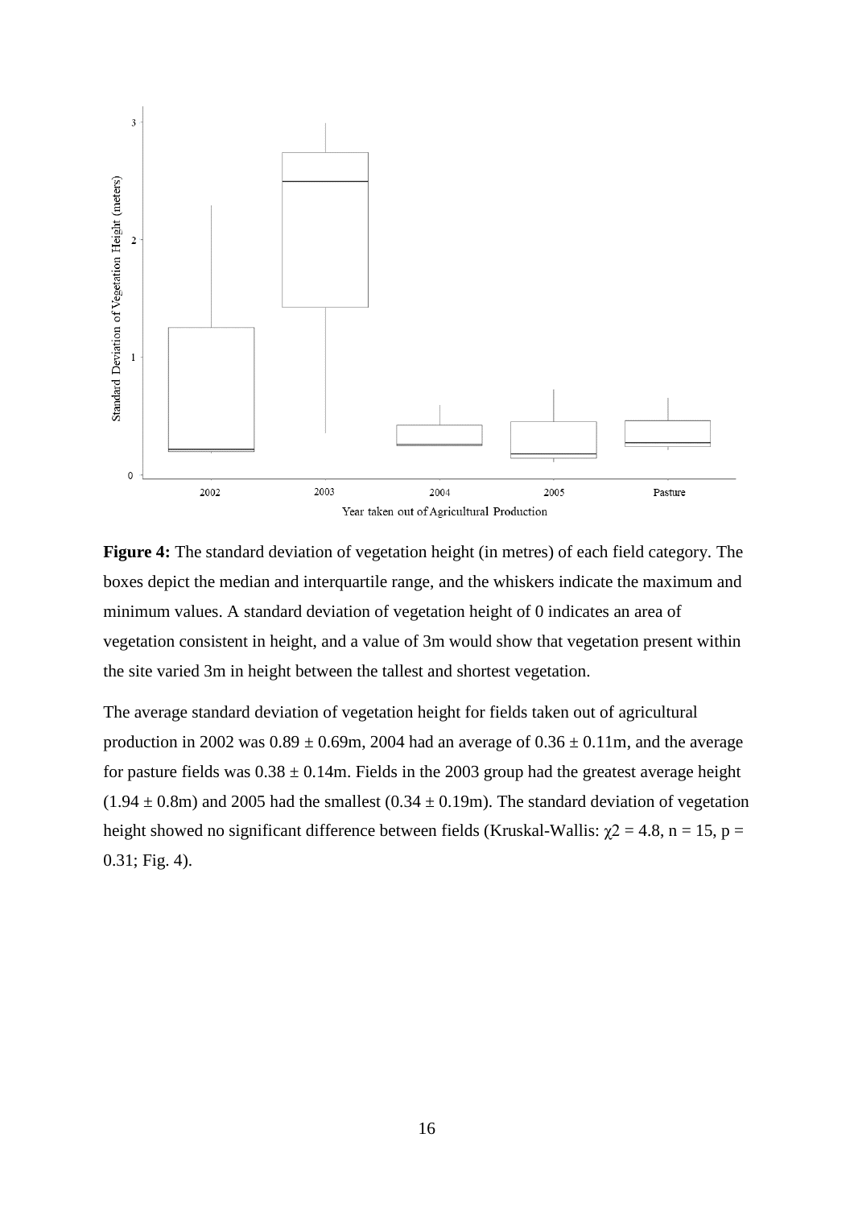**Figure 4:** The standard deviation of vegetation height (in metres) of each field category. The boxes depict the median and interquartile range, and the whiskers indicate the maximum and minimum values. A standard deviation of vegetation height of 0 indicates an area of vegetation consistent in height, and a value of 3m would show that vegetation present within the site varied 3m in height between the tallest and shortest vegetation.

The average standard deviation of vegetation height for fields taken out of agricultural production in 2002 was $0.89 \pm 0.69$m, 2004 had an average of $0.36 \pm 0.11$m, and the average for pasture fields was $0.38 \pm 0.14$m. Fields in the 2003 group had the greatest average height ($1.94 \pm 0.8$m) and 2005 had the smallest ($0.34 \pm 0.19$m). The standard deviation of vegetation height showed no significant difference between fields (Kruskal-Wallis: $\chi 2 = 4.8$, $n = 15$, $p = 0.31$; Fig. 4).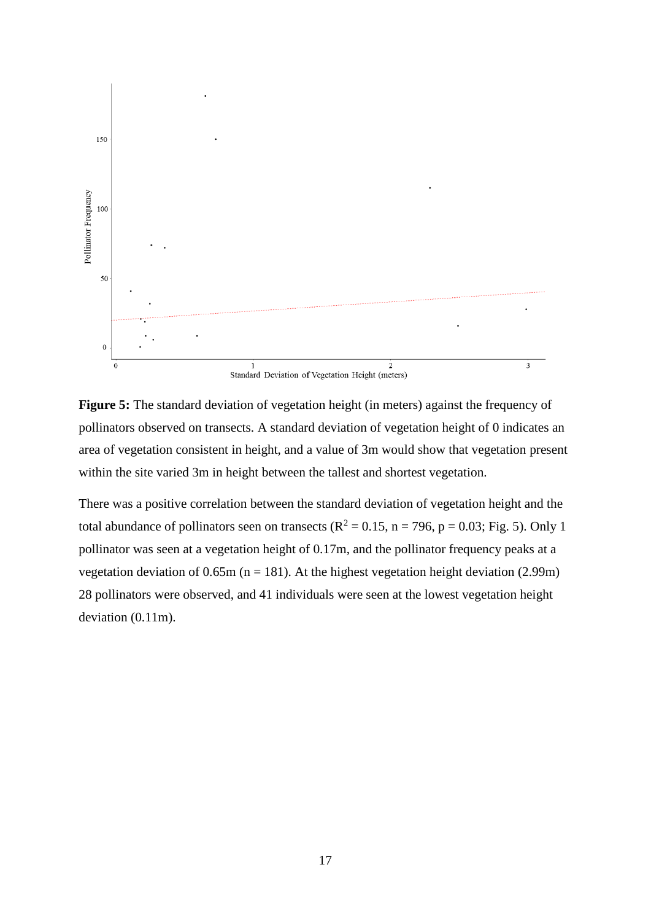**Figure 5:** The standard deviation of vegetation height (in meters) against the frequency of pollinators observed on transects. A standard deviation of vegetation height of 0 indicates an area of vegetation consistent in height, and a value of 3m would show that vegetation present within the site varied 3m in height between the tallest and shortest vegetation.

There was a positive correlation between the standard deviation of vegetation height and the total abundance of pollinators seen on transects ($R^2 = 0.15$, $n = 796$, $p = 0.03$; Fig. 5). Only 1 pollinator was seen at a vegetation height of 0.17m, and the pollinator frequency peaks at a vegetation deviation of 0.65m ($n = 181$). At the highest vegetation height deviation (2.99m) 28 pollinators were observed, and 41 individuals were seen at the lowest vegetation height deviation (0.11m).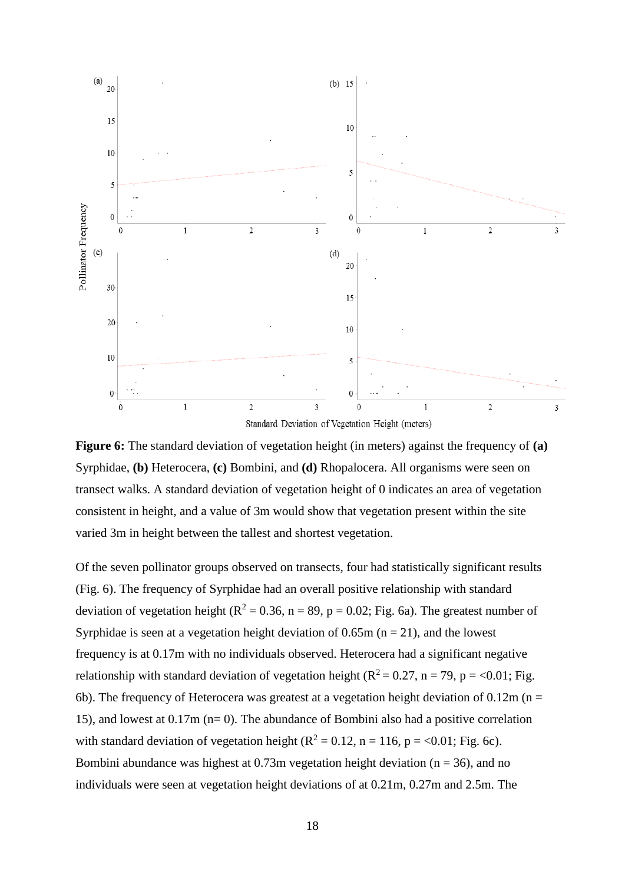**Figure 6:** The standard deviation of vegetation height (in meters) against the frequency of **(a)** Syrphidae, **(b)** Heterocera, **(c)** Bombini, and **(d)** Rhopalocera. All organisms were seen on transect walks. A standard deviation of vegetation height of 0 indicates an area of vegetation consistent in height, and a value of 3m would show that vegetation present within the site varied 3m in height between the tallest and shortest vegetation.

Of the seven pollinator groups observed on transects, four had statistically significant results (Fig. 6). The frequency of Syrphidae had an overall positive relationship with standard deviation of vegetation height ($R^2 = 0.36$, n = 89, p = 0.02; Fig. 6a). The greatest number of Syrphidae is seen at a vegetation height deviation of 0.65m (n = 21), and the lowest frequency is at 0.17m with no individuals observed. Heterocera had a significant negative relationship with standard deviation of vegetation height ($R^2 = 0.27$, n = 79, p = <0.01; Fig. 6b). The frequency of Heterocera was greatest at a vegetation height deviation of 0.12m (n = 15), and lowest at 0.17m (n= 0). The abundance of Bombini also had a positive correlation with standard deviation of vegetation height ($R^2 = 0.12$, n = 116, p = <0.01; Fig. 6c). Bombini abundance was highest at 0.73m vegetation height deviation (n = 36), and no individuals were seen at vegetation height deviations of at 0.21m, 0.27m and 2.5m. The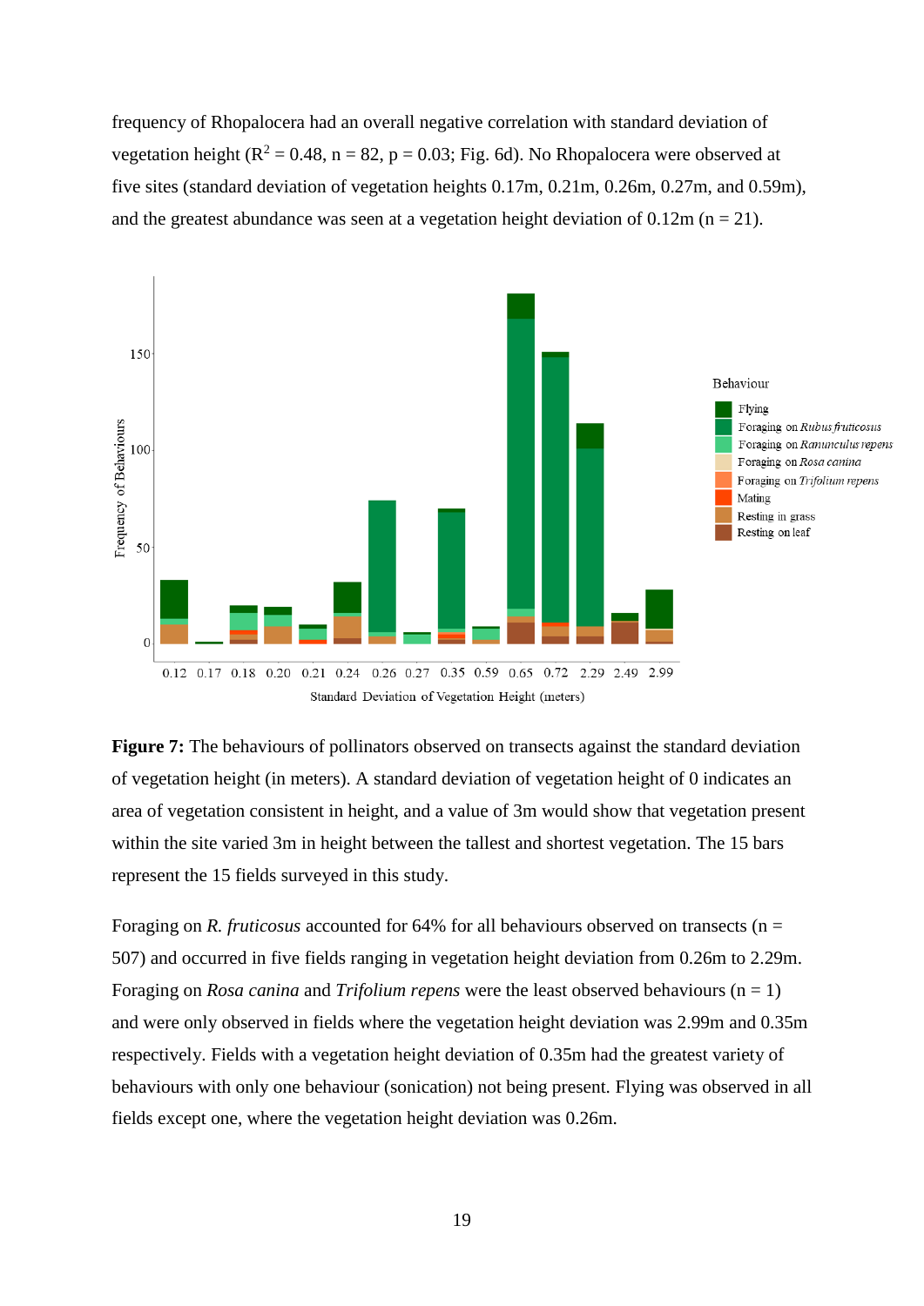frequency of Rhopalocera had an overall negative correlation with standard deviation of vegetation height ($R^2 = 0.48$, n = 82, p = 0.03; Fig. 6d). No Rhopalocera were observed at five sites (standard deviation of vegetation heights 0.17m, 0.21m, 0.26m, 0.27m, and 0.59m), and the greatest abundance was seen at a vegetation height deviation of 0.12m (n = 21).

**Figure 7:** The behaviours of pollinators observed on transects against the standard deviation of vegetation height (in meters). A standard deviation of vegetation height of 0 indicates an area of vegetation consistent in height, and a value of 3m would show that vegetation present within the site varied 3m in height between the tallest and shortest vegetation. The 15 bars represent the 15 fields surveyed in this study.

Foraging on *R. fruticosus* accounted for 64% for all behaviours observed on transects (n = 507) and occurred in five fields ranging in vegetation height deviation from 0.26m to 2.29m. Foraging on *Rosa canina* and *Trifolium repens* were the least observed behaviours (n = 1) and were only observed in fields where the vegetation height deviation was 2.99m and 0.35m respectively. Fields with a vegetation height deviation of 0.35m had the greatest variety of behaviours with only one behaviour (sonication) not being present. Flying was observed in all fields except one, where the vegetation height deviation was 0.26m.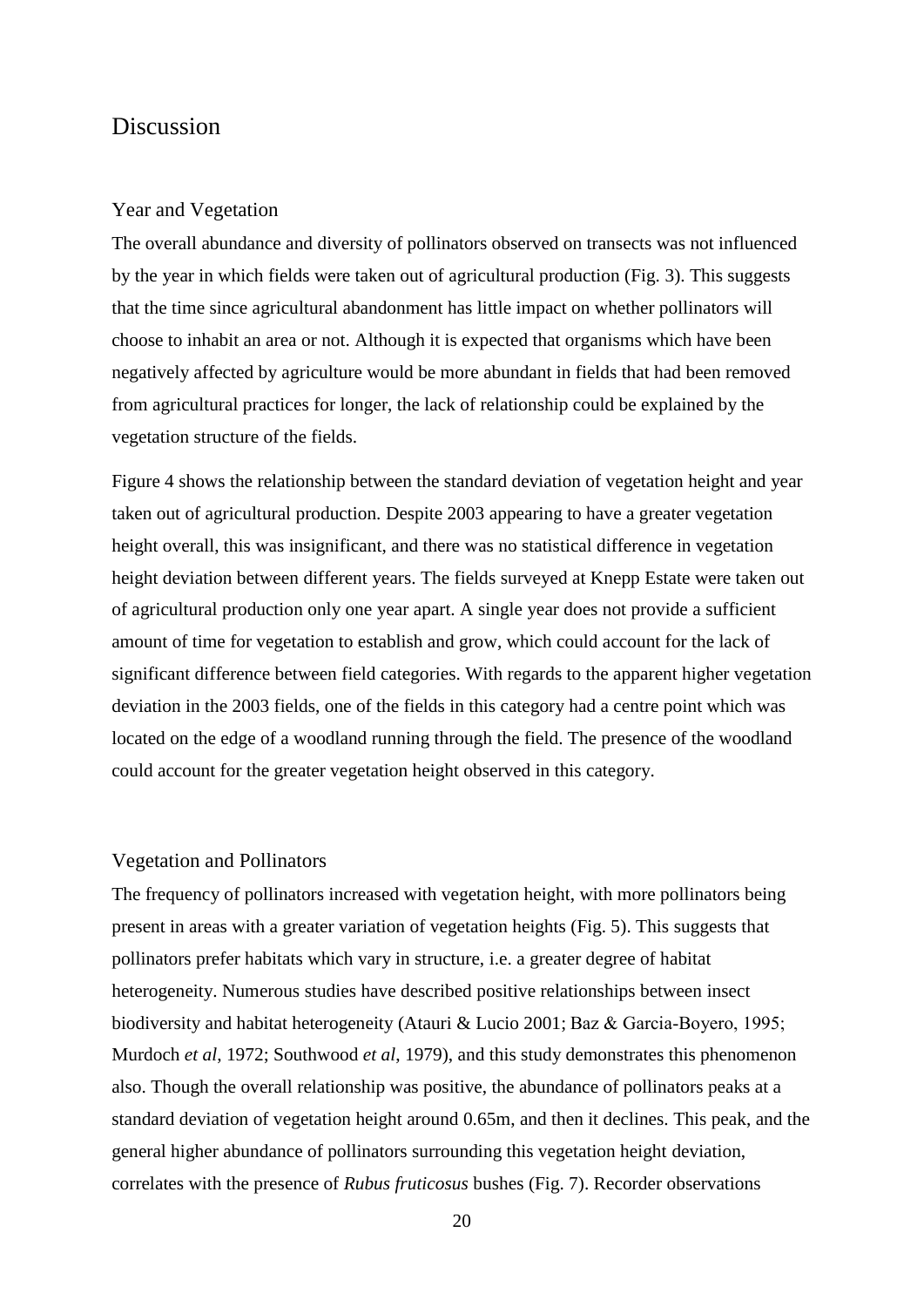# Discussion

## Year and Vegetation

The overall abundance and diversity of pollinators observed on transects was not influenced by the year in which fields were taken out of agricultural production (Fig. 3). This suggests that the time since agricultural abandonment has little impact on whether pollinators will choose to inhabit an area or not. Although it is expected that organisms which have been negatively affected by agriculture would be more abundant in fields that had been removed from agricultural practices for longer, the lack of relationship could be explained by the vegetation structure of the fields.

Figure 4 shows the relationship between the standard deviation of vegetation height and year taken out of agricultural production. Despite 2003 appearing to have a greater vegetation height overall, this was insignificant, and there was no statistical difference in vegetation height deviation between different years. The fields surveyed at Knepp Estate were taken out of agricultural production only one year apart. A single year does not provide a sufficient amount of time for vegetation to establish and grow, which could account for the lack of significant difference between field categories. With regards to the apparent higher vegetation deviation in the 2003 fields, one of the fields in this category had a centre point which was located on the edge of a woodland running through the field. The presence of the woodland could account for the greater vegetation height observed in this category.

## Vegetation and Pollinators

The frequency of pollinators increased with vegetation height, with more pollinators being present in areas with a greater variation of vegetation heights (Fig. 5). This suggests that pollinators prefer habitats which vary in structure, i.e. a greater degree of habitat heterogeneity. Numerous studies have described positive relationships between insect biodiversity and habitat heterogeneity (Atauri & Lucio 2001; Baz & Garcia-Boyero, 1995; Murdoch *et al*, 1972; Southwood *et al*, 1979), and this study demonstrates this phenomenon also. Though the overall relationship was positive, the abundance of pollinators peaks at a standard deviation of vegetation height around 0.65m, and then it declines. This peak, and the general higher abundance of pollinators surrounding this vegetation height deviation, correlates with the presence of *Rubus fruticosus* bushes (Fig. 7). Recorder observations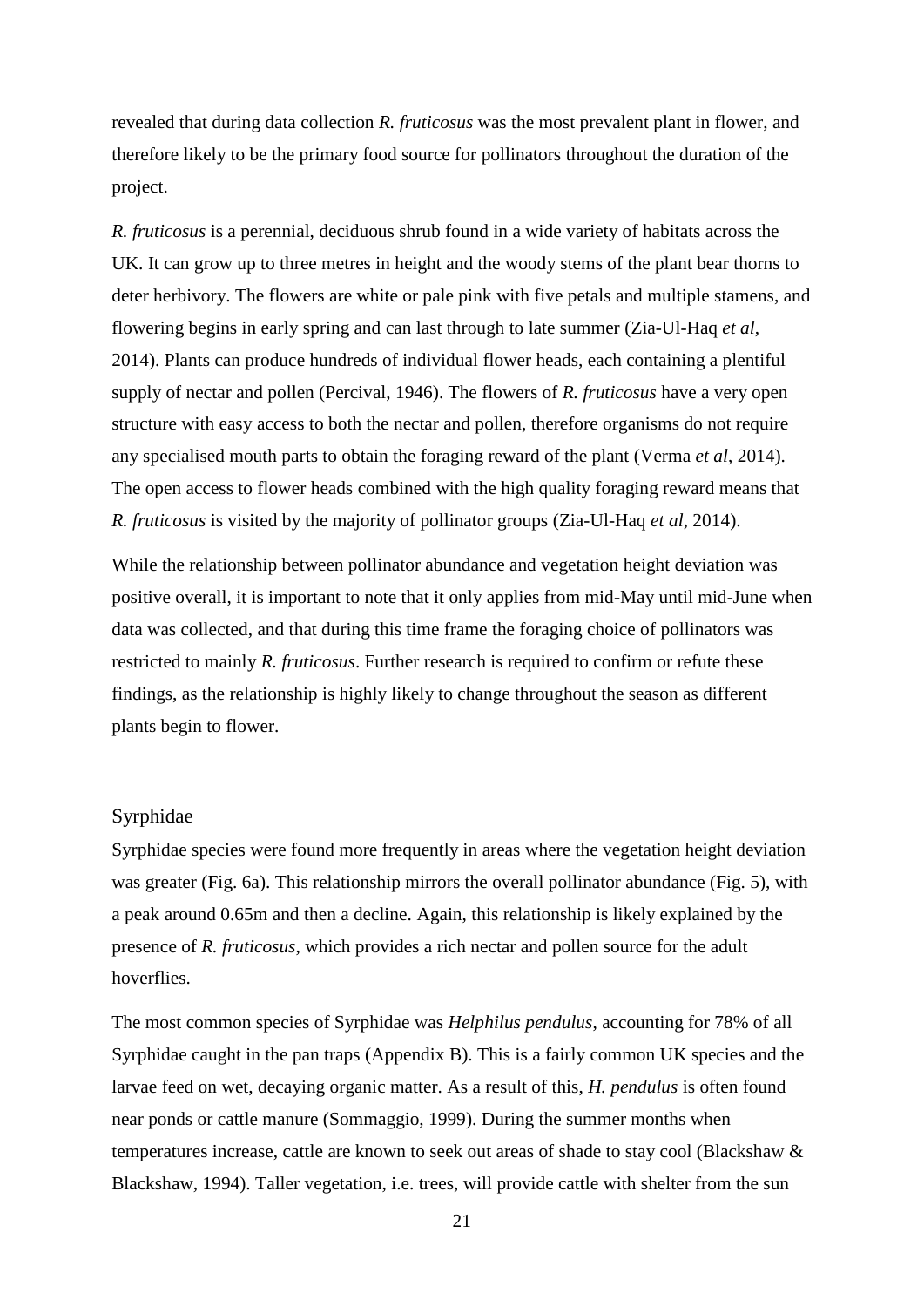revealed that during data collection *R. fruticosus* was the most prevalent plant in flower, and therefore likely to be the primary food source for pollinators throughout the duration of the project.

*R. fruticosus* is a perennial, deciduous shrub found in a wide variety of habitats across the UK. It can grow up to three metres in height and the woody stems of the plant bear thorns to deter herbivory. The flowers are white or pale pink with five petals and multiple stamens, and flowering begins in early spring and can last through to late summer (Zia-Ul-Haq *et al*, 2014). Plants can produce hundreds of individual flower heads, each containing a plentiful supply of nectar and pollen (Percival, 1946). The flowers of *R. fruticosus* have a very open structure with easy access to both the nectar and pollen, therefore organisms do not require any specialised mouth parts to obtain the foraging reward of the plant (Verma *et al*, 2014). The open access to flower heads combined with the high quality foraging reward means that *R. fruticosus* is visited by the majority of pollinator groups (Zia-Ul-Haq *et al*, 2014).

While the relationship between pollinator abundance and vegetation height deviation was positive overall, it is important to note that it only applies from mid-May until mid-June when data was collected, and that during this time frame the foraging choice of pollinators was restricted to mainly *R. fruticosus*. Further research is required to confirm or refute these findings, as the relationship is highly likely to change throughout the season as different plants begin to flower.

### Syrphidae

Syrphidae species were found more frequently in areas where the vegetation height deviation was greater (Fig. 6a). This relationship mirrors the overall pollinator abundance (Fig. 5), with a peak around 0.65m and then a decline. Again, this relationship is likely explained by the presence of *R. fruticosus*, which provides a rich nectar and pollen source for the adult hoverflies.

The most common species of Syrphidae was *Helphilus pendulus*, accounting for 78% of all Syrphidae caught in the pan traps (Appendix B). This is a fairly common UK species and the larvae feed on wet, decaying organic matter. As a result of this, *H. pendulus* is often found near ponds or cattle manure (Sommaggio, 1999). During the summer months when temperatures increase, cattle are known to seek out areas of shade to stay cool (Blackshaw & Blackshaw, 1994). Taller vegetation, i.e. trees, will provide cattle with shelter from the sun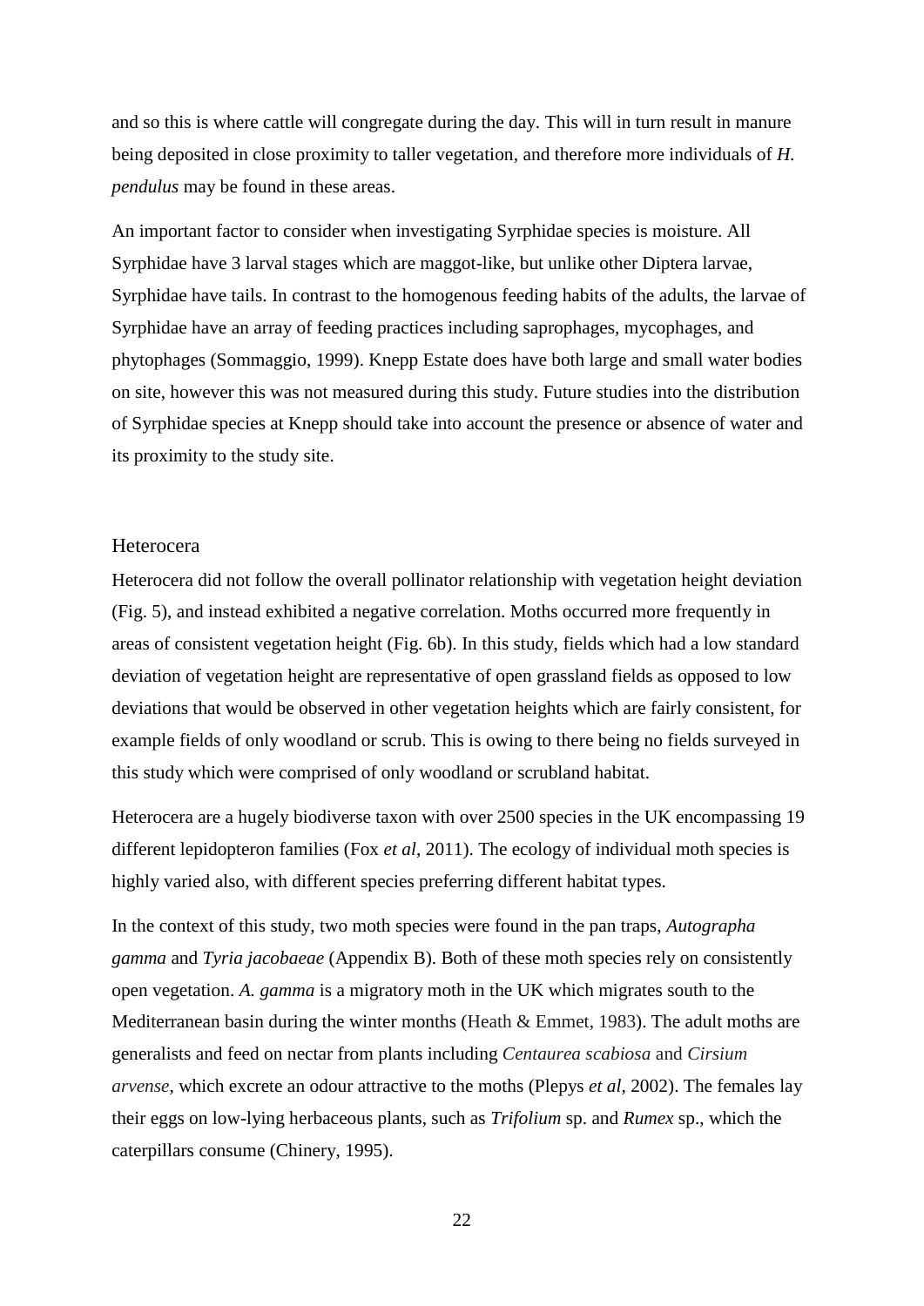and so this is where cattle will congregate during the day. This will in turn result in manure being deposited in close proximity to taller vegetation, and therefore more individuals of *H. pendulus* may be found in these areas.

An important factor to consider when investigating Syrphidae species is moisture. All Syrphidae have 3 larval stages which are maggot-like, but unlike other Diptera larvae, Syrphidae have tails. In contrast to the homogenous feeding habits of the adults, the larvae of Syrphidae have an array of feeding practices including saprophages, mycophages, and phytophages (Sommaggio, 1999). Knepp Estate does have both large and small water bodies on site, however this was not measured during this study. Future studies into the distribution of Syrphidae species at Knepp should take into account the presence or absence of water and its proximity to the study site.

## Heterocera

Heterocera did not follow the overall pollinator relationship with vegetation height deviation (Fig. 5), and instead exhibited a negative correlation. Moths occurred more frequently in areas of consistent vegetation height (Fig. 6b). In this study, fields which had a low standard deviation of vegetation height are representative of open grassland fields as opposed to low deviations that would be observed in other vegetation heights which are fairly consistent, for example fields of only woodland or scrub. This is owing to there being no fields surveyed in this study which were comprised of only woodland or scrubland habitat.

Heterocera are a hugely biodiverse taxon with over 2500 species in the UK encompassing 19 different lepidopteron families (Fox *et al*, 2011). The ecology of individual moth species is highly varied also, with different species preferring different habitat types.

In the context of this study, two moth species were found in the pan traps, *Autographa gamma* and *Tyria jacobaeae* (Appendix B). Both of these moth species rely on consistently open vegetation. *A. gamma* is a migratory moth in the UK which migrates south to the Mediterranean basin during the winter months (Heath & Emmet, 1983). The adult moths are generalists and feed on nectar from plants including *Centaurea scabiosa* and *Cirsium arvense*, which excrete an odour attractive to the moths (Plepys *et al*, 2002). The females lay their eggs on low-lying herbaceous plants, such as *Trifolium* sp. and *Rumex* sp., which the caterpillars consume (Chinery, 1995).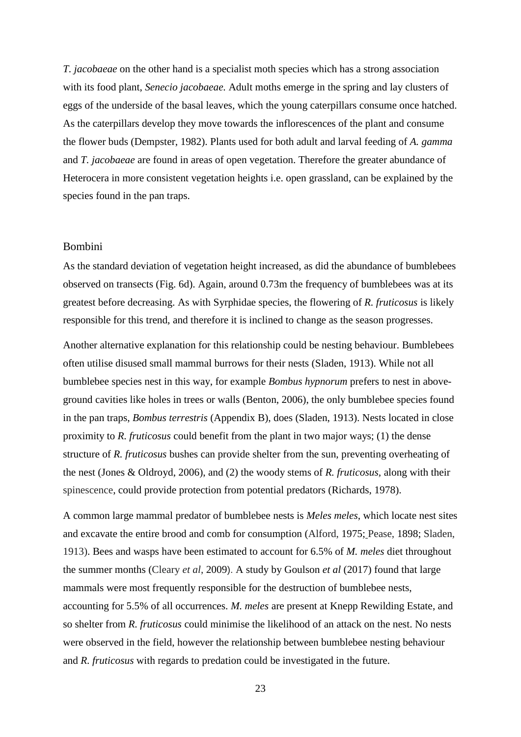*T. jacobaeae* on the other hand is a specialist moth species which has a strong association with its food plant, *Senecio jacobaeae.* Adult moths emerge in the spring and lay clusters of eggs of the underside of the basal leaves, which the young caterpillars consume once hatched. As the caterpillars develop they move towards the inflorescences of the plant and consume the flower buds (Dempster, 1982). Plants used for both adult and larval feeding of *A. gamma* and *T. jacobaeae* are found in areas of open vegetation. Therefore the greater abundance of Heterocera in more consistent vegetation heights i.e. open grassland, can be explained by the species found in the pan traps.

## Bombini

As the standard deviation of vegetation height increased, as did the abundance of bumblebees observed on transects (Fig. 6d). Again, around 0.73m the frequency of bumblebees was at its greatest before decreasing. As with Syrphidae species, the flowering of *R. fruticosus* is likely responsible for this trend, and therefore it is inclined to change as the season progresses.

Another alternative explanation for this relationship could be nesting behaviour. Bumblebees often utilise disused small mammal burrows for their nests (Sladen, 1913). While not all bumblebee species nest in this way, for example *Bombus hypnorum* prefers to nest in above-ground cavities like holes in trees or walls (Benton, 2006), the only bumblebee species found in the pan traps, *Bombus terrestris* (Appendix B), does (Sladen, 1913). Nests located in close proximity to *R. fruticosus* could benefit from the plant in two major ways; (1) the dense structure of *R. fruticosus* bushes can provide shelter from the sun, preventing overheating of the nest (Jones & Oldroyd, 2006), and (2) the woody stems of *R. fruticosus*, along with their spinescence, could provide protection from potential predators (Richards, 1978).

A common large mammal predator of bumblebee nests is *Meles meles*, which locate nest sites and excavate the entire brood and comb for consumption (Alford, 1975; Pease, 1898; Sladen, 1913). Bees and wasps have been estimated to account for 6.5% of *M. meles* diet throughout the summer months (Cleary *et al*, 2009). A study by Goulson *et al* (2017) found that large mammals were most frequently responsible for the destruction of bumblebee nests, accounting for 5.5% of all occurrences. *M. meles* are present at Knepp Rewilding Estate, and so shelter from *R. fruticosus* could minimise the likelihood of an attack on the nest. No nests were observed in the field, however the relationship between bumblebee nesting behaviour and *R. fruticosus* with regards to predation could be investigated in the future.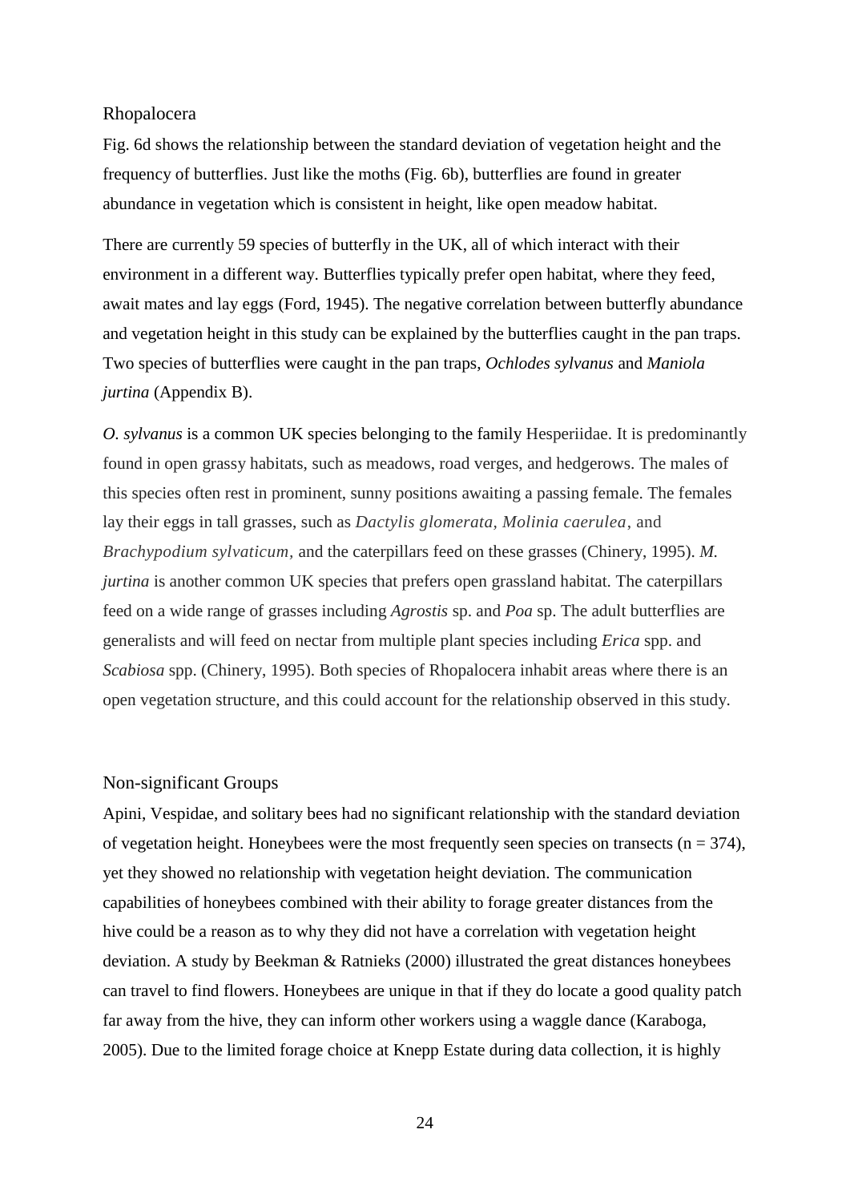### Rhopalocera

Fig. 6d shows the relationship between the standard deviation of vegetation height and the frequency of butterflies. Just like the moths (Fig. 6b), butterflies are found in greater abundance in vegetation which is consistent in height, like open meadow habitat.

There are currently 59 species of butterfly in the UK, all of which interact with their environment in a different way. Butterflies typically prefer open habitat, where they feed, await mates and lay eggs (Ford, 1945). The negative correlation between butterfly abundance and vegetation height in this study can be explained by the butterflies caught in the pan traps. Two species of butterflies were caught in the pan traps, *Ochlodes sylvanus* and *Maniola jurtina* (Appendix B).

*O. sylvanus* is a common UK species belonging to the family Hesperiidae. It is predominantly found in open grassy habitats, such as meadows, road verges, and hedgerows. The males of this species often rest in prominent, sunny positions awaiting a passing female. The females lay their eggs in tall grasses, such as *Dactylis glomerata, Molinia caerulea*, and *Brachypodium sylvaticum*, and the caterpillars feed on these grasses (Chinery, 1995). *M. jurtina* is another common UK species that prefers open grassland habitat. The caterpillars feed on a wide range of grasses including *Agrostis* sp. and *Poa* sp. The adult butterflies are generalists and will feed on nectar from multiple plant species including *Erica* spp. and *Scabiosa* spp. (Chinery, 1995). Both species of Rhopalocera inhabit areas where there is an open vegetation structure, and this could account for the relationship observed in this study.

### Non-significant Groups

Apini, Vespidae, and solitary bees had no significant relationship with the standard deviation of vegetation height. Honeybees were the most frequently seen species on transects ($n = 374$), yet they showed no relationship with vegetation height deviation. The communication capabilities of honeybees combined with their ability to forage greater distances from the hive could be a reason as to why they did not have a correlation with vegetation height deviation. A study by Beekman & Ratnieks (2000) illustrated the great distances honeybees can travel to find flowers. Honeybees are unique in that if they do locate a good quality patch far away from the hive, they can inform other workers using a waggle dance (Karaboga, 2005). Due to the limited forage choice at Knepp Estate during data collection, it is highly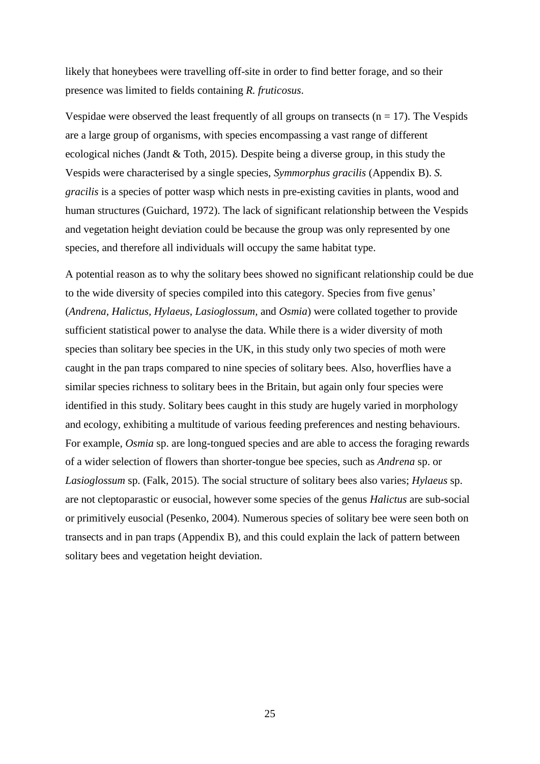likely that honeybees were travelling off-site in order to find better forage, and so their presence was limited to fields containing *R. fruticosus*.

Vespidae were observed the least frequently of all groups on transects ($n = 17$). The Vespids are a large group of organisms, with species encompassing a vast range of different ecological niches (Jandt & Toth, 2015). Despite being a diverse group, in this study the Vespids were characterised by a single species, *Symmorphus gracilis* (Appendix B). *S. gracilis* is a species of potter wasp which nests in pre-existing cavities in plants, wood and human structures (Guichard, 1972). The lack of significant relationship between the Vespids and vegetation height deviation could be because the group was only represented by one species, and therefore all individuals will occupy the same habitat type.

A potential reason as to why the solitary bees showed no significant relationship could be due to the wide diversity of species compiled into this category. Species from five genus' (*Andrena*, *Halictus*, *Hylaeus*, *Lasioglossum*, and *Osmia*) were collated together to provide sufficient statistical power to analyse the data. While there is a wider diversity of moth species than solitary bee species in the UK, in this study only two species of moth were caught in the pan traps compared to nine species of solitary bees. Also, hoverflies have a similar species richness to solitary bees in the Britain, but again only four species were identified in this study. Solitary bees caught in this study are hugely varied in morphology and ecology, exhibiting a multitude of various feeding preferences and nesting behaviours. For example, *Osmia* sp. are long-tongued species and are able to access the foraging rewards of a wider selection of flowers than shorter-tongue bee species, such as *Andrena* sp. or *Lasioglossum* sp. (Falk, 2015). The social structure of solitary bees also varies; *Hylaeus* sp. are not cleptoparastic or eusocial, however some species of the genus *Halictus* are sub-social or primitively eusocial (Pesenko, 2004). Numerous species of solitary bee were seen both on transects and in pan traps (Appendix B), and this could explain the lack of pattern between solitary bees and vegetation height deviation.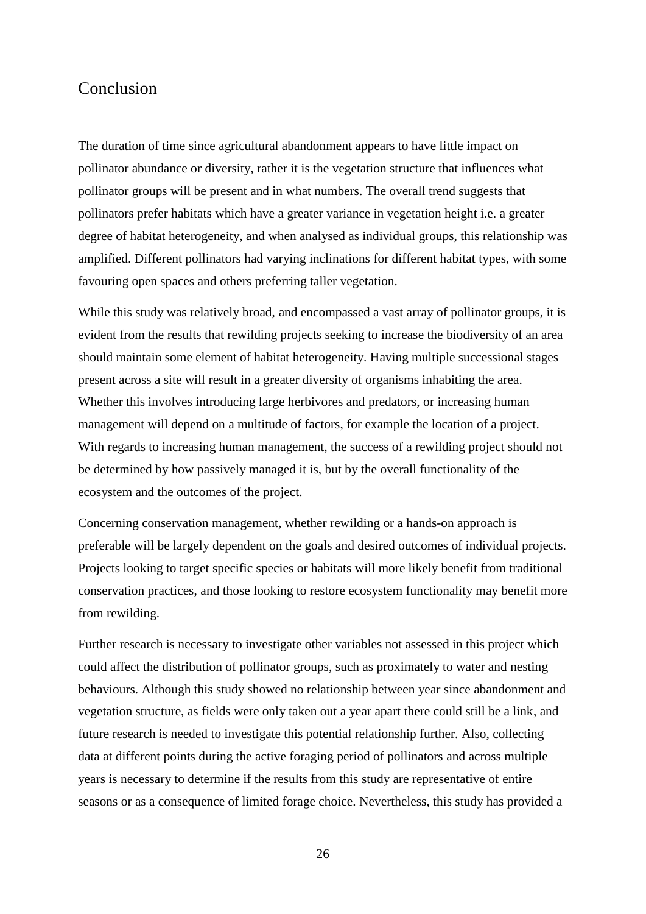# Conclusion

The duration of time since agricultural abandonment appears to have little impact on pollinator abundance or diversity, rather it is the vegetation structure that influences what pollinator groups will be present and in what numbers. The overall trend suggests that pollinators prefer habitats which have a greater variance in vegetation height i.e. a greater degree of habitat heterogeneity, and when analysed as individual groups, this relationship was amplified. Different pollinators had varying inclinations for different habitat types, with some favouring open spaces and others preferring taller vegetation.

While this study was relatively broad, and encompassed a vast array of pollinator groups, it is evident from the results that rewilding projects seeking to increase the biodiversity of an area should maintain some element of habitat heterogeneity. Having multiple successional stages present across a site will result in a greater diversity of organisms inhabiting the area. Whether this involves introducing large herbivores and predators, or increasing human management will depend on a multitude of factors, for example the location of a project. With regards to increasing human management, the success of a rewilding project should not be determined by how passively managed it is, but by the overall functionality of the ecosystem and the outcomes of the project.

Concerning conservation management, whether rewilding or a hands-on approach is preferable will be largely dependent on the goals and desired outcomes of individual projects. Projects looking to target specific species or habitats will more likely benefit from traditional conservation practices, and those looking to restore ecosystem functionality may benefit more from rewilding.

Further research is necessary to investigate other variables not assessed in this project which could affect the distribution of pollinator groups, such as proximately to water and nesting behaviours. Although this study showed no relationship between year since abandonment and vegetation structure, as fields were only taken out a year apart there could still be a link, and future research is needed to investigate this potential relationship further. Also, collecting data at different points during the active foraging period of pollinators and across multiple years is necessary to determine if the results from this study are representative of entire seasons or as a consequence of limited forage choice. Nevertheless, this study has provided a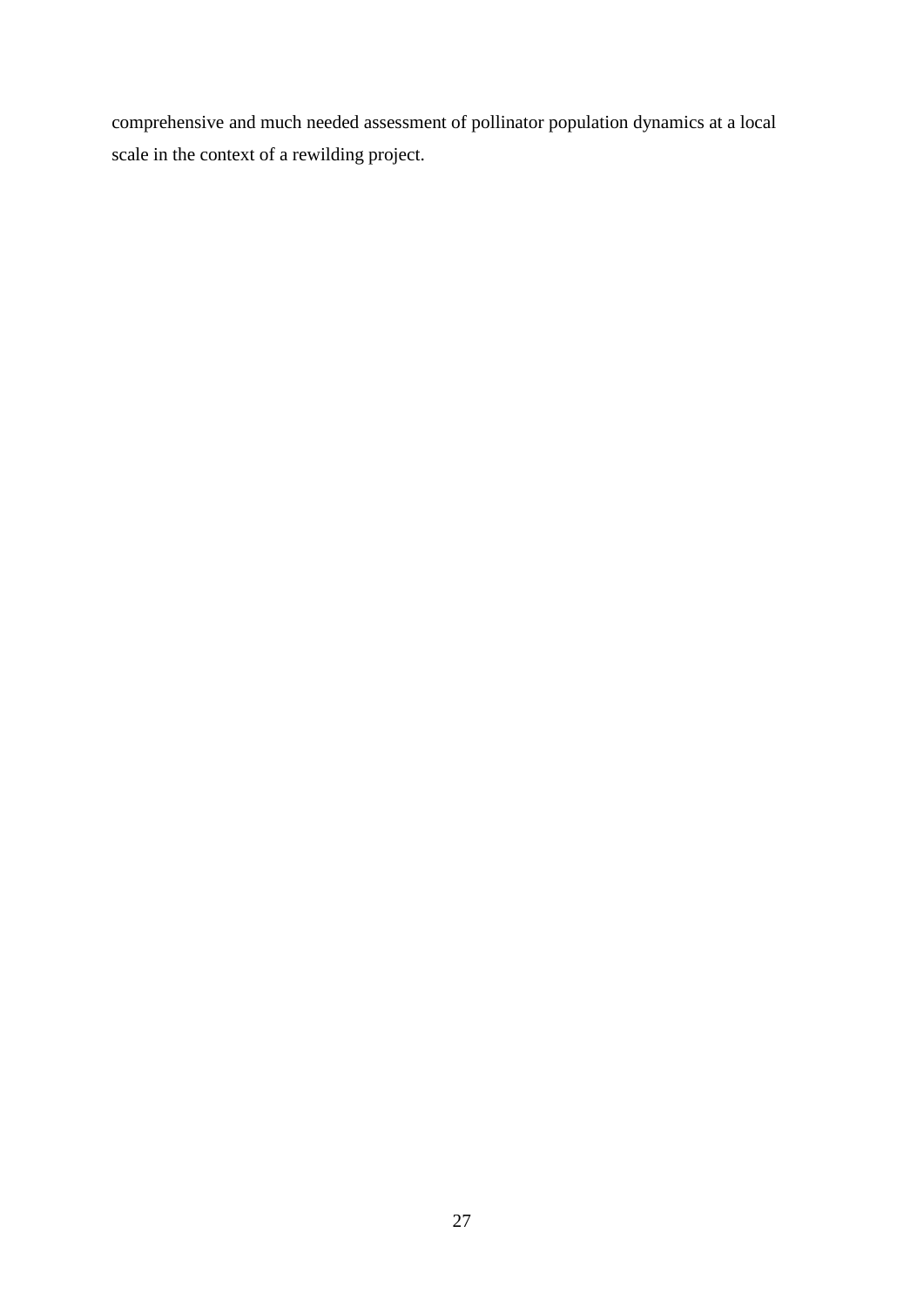comprehensive and much needed assessment of pollinator population dynamics at a local scale in the context of a rewilding project.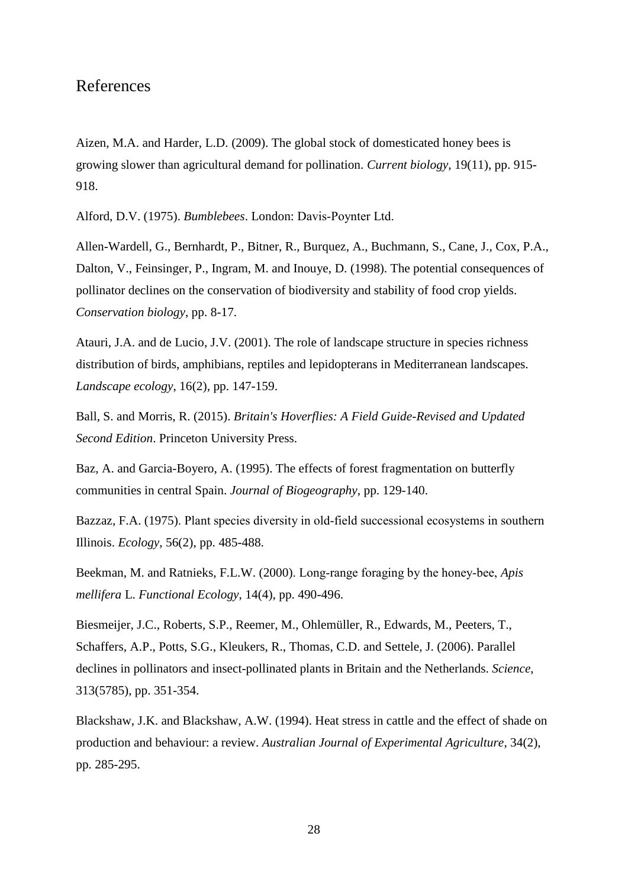# References

Aizen, M.A. and Harder, L.D. (2009). The global stock of domesticated honey bees is growing slower than agricultural demand for pollination. *Current biology*, 19(11), pp. 915-918.

Alford, D.V. (1975). *Bumblebees*. London: Davis-Poynter Ltd.

Allen-Wardell, G., Bernhardt, P., Bitner, R., Burquez, A., Buchmann, S., Cane, J., Cox, P.A., Dalton, V., Feinsinger, P., Ingram, M. and Inouye, D. (1998). The potential consequences of pollinator declines on the conservation of biodiversity and stability of food crop yields. *Conservation biology*, pp. 8-17.

Atauri, J.A. and de Lucio, J.V. (2001). The role of landscape structure in species richness distribution of birds, amphibians, reptiles and lepidopterans in Mediterranean landscapes. *Landscape ecology*, 16(2), pp. 147-159.

Ball, S. and Morris, R. (2015). *Britain's Hoverflies: A Field Guide-Revised and Updated Second Edition*. Princeton University Press.

Baz, A. and Garcia-Boyero, A. (1995). The effects of forest fragmentation on butterfly communities in central Spain. *Journal of Biogeography*, pp. 129-140.

Bazzaz, F.A. (1975). Plant species diversity in old-field successional ecosystems in southern Illinois. *Ecology*, 56(2), pp. 485-488.

Beekman, M. and Ratnieks, F.L.W. (2000). Long-range foraging by the honey-bee, *Apis mellifera* L. *Functional Ecology*, 14(4), pp. 490-496.

Biesmeijer, J.C., Roberts, S.P., Reemer, M., Ohlemüller, R., Edwards, M., Peeters, T., Schaffers, A.P., Potts, S.G., Kleukers, R., Thomas, C.D. and Settele, J. (2006). Parallel declines in pollinators and insect-pollinated plants in Britain and the Netherlands. *Science*, 313(5785), pp. 351-354.

Blackshaw, J.K. and Blackshaw, A.W. (1994). Heat stress in cattle and the effect of shade on production and behaviour: a review. *Australian Journal of Experimental Agriculture*, 34(2), pp. 285-295.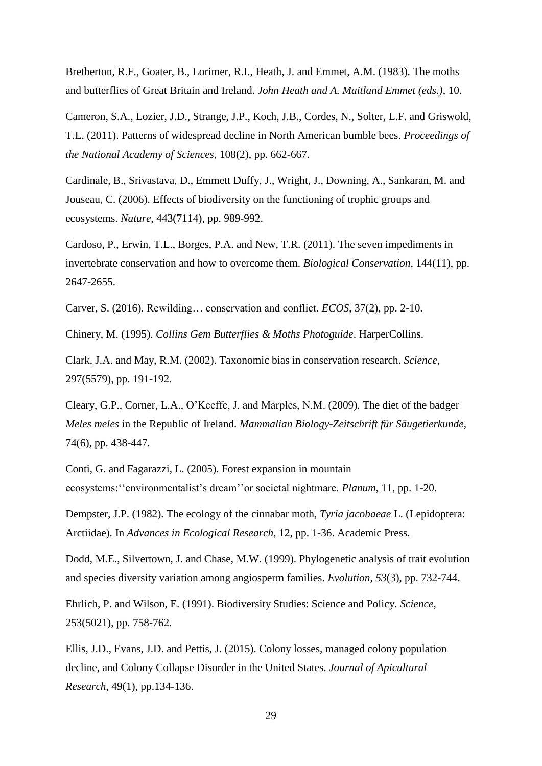Bretherton, R.F., Goater, B., Lorimer, R.I., Heath, J. and Emmet, A.M. (1983). The moths and butterflies of Great Britain and Ireland. *John Heath and A. Maitland Emmet (eds.)*, 10.

Cameron, S.A., Lozier, J.D., Strange, J.P., Koch, J.B., Cordes, N., Solter, L.F. and Griswold, T.L. (2011). Patterns of widespread decline in North American bumble bees. *Proceedings of the National Academy of Sciences*, 108(2), pp. 662-667.

Cardinale, B., Srivastava, D., Emmett Duffy, J., Wright, J., Downing, A., Sankaran, M. and Jouseau, C. (2006). Effects of biodiversity on the functioning of trophic groups and ecosystems. *Nature*, 443(7114), pp. 989-992.

Cardoso, P., Erwin, T.L., Borges, P.A. and New, T.R. (2011). The seven impediments in invertebrate conservation and how to overcome them. *Biological Conservation*, 144(11), pp. 2647-2655.

Carver, S. (2016). Rewilding… conservation and conflict. *ECOS*, 37(2), pp. 2-10.

Chinery, M. (1995). *Collins Gem Butterflies & Moths Photoguide*. HarperCollins.

Clark, J.A. and May, R.M. (2002). Taxonomic bias in conservation research. *Science*, 297(5579), pp. 191-192.

Cleary, G.P., Corner, L.A., O'Keeffe, J. and Marples, N.M. (2009). The diet of the badger *Meles meles* in the Republic of Ireland. *Mammalian Biology-Zeitschrift für Säugetierkunde*, 74(6), pp. 438-447.

Conti, G. and Fagarazzi, L. (2005). Forest expansion in mountain ecosystems:''environmentalist's dream''or societal nightmare. *Planum*, 11, pp. 1-20.

Dempster, J.P. (1982). The ecology of the cinnabar moth, *Tyria jacobaeae* L. (Lepidoptera: Arctiidae). In *Advances in Ecological Research*, 12, pp. 1-36. Academic Press.

Dodd, M.E., Silvertown, J. and Chase, M.W. (1999). Phylogenetic analysis of trait evolution and species diversity variation among angiosperm families. *Evolution*, *53*(3), pp. 732-744.

Ehrlich, P. and Wilson, E. (1991). Biodiversity Studies: Science and Policy. *Science*, 253(5021), pp. 758-762.

Ellis, J.D., Evans, J.D. and Pettis, J. (2015). Colony losses, managed colony population decline, and Colony Collapse Disorder in the United States. *Journal of Apicultural Research*, 49(1), pp.134-136.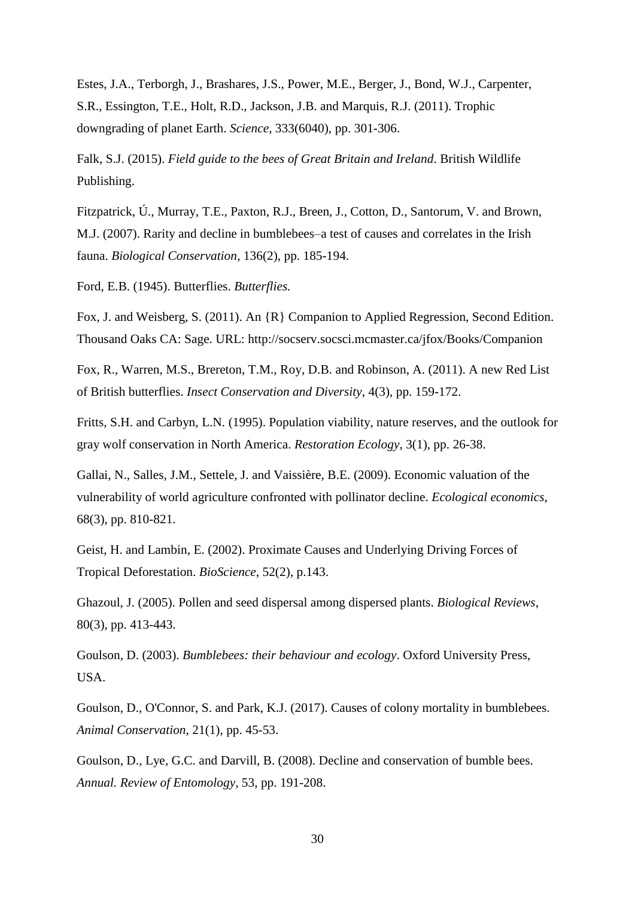Estes, J.A., Terborgh, J., Brashares, J.S., Power, M.E., Berger, J., Bond, W.J., Carpenter, S.R., Essington, T.E., Holt, R.D., Jackson, J.B. and Marquis, R.J. (2011). Trophic downgrading of planet Earth. *Science*, 333(6040), pp. 301-306.

Falk, S.J. (2015). *Field guide to the bees of Great Britain and Ireland*. British Wildlife Publishing.

Fitzpatrick, Ú., Murray, T.E., Paxton, R.J., Breen, J., Cotton, D., Santorum, V. and Brown, M.J. (2007). Rarity and decline in bumblebees–a test of causes and correlates in the Irish fauna. *Biological Conservation*, 136(2), pp. 185-194.

Ford, E.B. (1945). Butterflies. *Butterflies.*

Fox, J. and Weisberg, S. (2011). An {R} Companion to Applied Regression, Second Edition. Thousand Oaks CA: Sage. URL: http://socserv.socsci.mcmaster.ca/jfox/Books/Companion

Fox, R., Warren, M.S., Brereton, T.M., Roy, D.B. and Robinson, A. (2011). A new Red List of British butterflies. *Insect Conservation and Diversity*, 4(3), pp. 159-172.

Fritts, S.H. and Carbyn, L.N. (1995). Population viability, nature reserves, and the outlook for gray wolf conservation in North America. *Restoration Ecology*, 3(1), pp. 26-38.

Gallai, N., Salles, J.M., Settele, J. and Vaissière, B.E. (2009). Economic valuation of the vulnerability of world agriculture confronted with pollinator decline. *Ecological economics*, 68(3), pp. 810-821.

Geist, H. and Lambin, E. (2002). Proximate Causes and Underlying Driving Forces of Tropical Deforestation. *BioScience*, 52(2), p.143.

Ghazoul, J. (2005). Pollen and seed dispersal among dispersed plants. *Biological Reviews*, 80(3), pp. 413-443.

Goulson, D. (2003). *Bumblebees: their behaviour and ecology*. Oxford University Press, USA.

Goulson, D., O'Connor, S. and Park, K.J. (2017). Causes of colony mortality in bumblebees. *Animal Conservation*, 21(1), pp. 45-53.

Goulson, D., Lye, G.C. and Darvill, B. (2008). Decline and conservation of bumble bees. *Annual. Review of Entomology*, 53, pp. 191-208.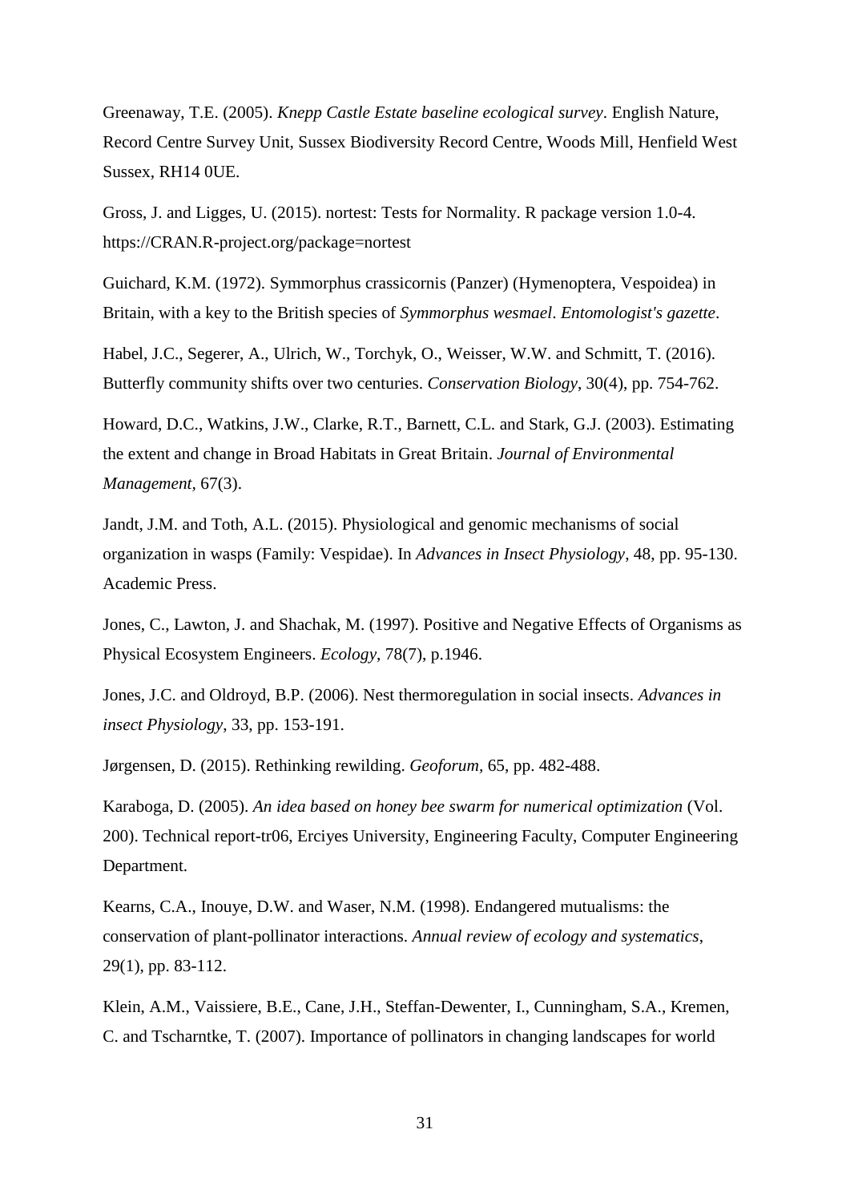Greenaway, T.E. (2005). *Knepp Castle Estate baseline ecological survey*. English Nature, Record Centre Survey Unit, Sussex Biodiversity Record Centre, Woods Mill, Henfield West Sussex, RH14 0UE.

Gross, J. and Ligges, U. (2015). nortest: Tests for Normality. R package version 1.0-4. https://CRAN.R-project.org/package=nortest

Guichard, K.M. (1972). Symmorphus crassicornis (Panzer) (Hymenoptera, Vespoidea) in Britain, with a key to the British species of *Symmorphus wesmael*. *Entomologist's gazette*.

Habel, J.C., Segerer, A., Ulrich, W., Torchyk, O., Weisser, W.W. and Schmitt, T. (2016). Butterfly community shifts over two centuries. *Conservation Biology*, 30(4), pp. 754-762.

Howard, D.C., Watkins, J.W., Clarke, R.T., Barnett, C.L. and Stark, G.J. (2003). Estimating the extent and change in Broad Habitats in Great Britain. *Journal of Environmental Management*, 67(3).

Jandt, J.M. and Toth, A.L. (2015). Physiological and genomic mechanisms of social organization in wasps (Family: Vespidae). In *Advances in Insect Physiology*, 48, pp. 95-130. Academic Press.

Jones, C., Lawton, J. and Shachak, M. (1997). Positive and Negative Effects of Organisms as Physical Ecosystem Engineers. *Ecology*, 78(7), p.1946.

Jones, J.C. and Oldroyd, B.P. (2006). Nest thermoregulation in social insects. *Advances in insect Physiology*, 33, pp. 153-191.

Jørgensen, D. (2015). Rethinking rewilding. *Geoforum*, 65, pp. 482-488.

Karaboga, D. (2005). *An idea based on honey bee swarm for numerical optimization* (Vol. 200). Technical report-tr06, Erciyes University, Engineering Faculty, Computer Engineering Department.

Kearns, C.A., Inouye, D.W. and Waser, N.M. (1998). Endangered mutualisms: the conservation of plant-pollinator interactions. *Annual review of ecology and systematics*, 29(1), pp. 83-112.

Klein, A.M., Vaissiere, B.E., Cane, J.H., Steffan-Dewenter, I., Cunningham, S.A., Kremen, C. and Tscharntke, T. (2007). Importance of pollinators in changing landscapes for world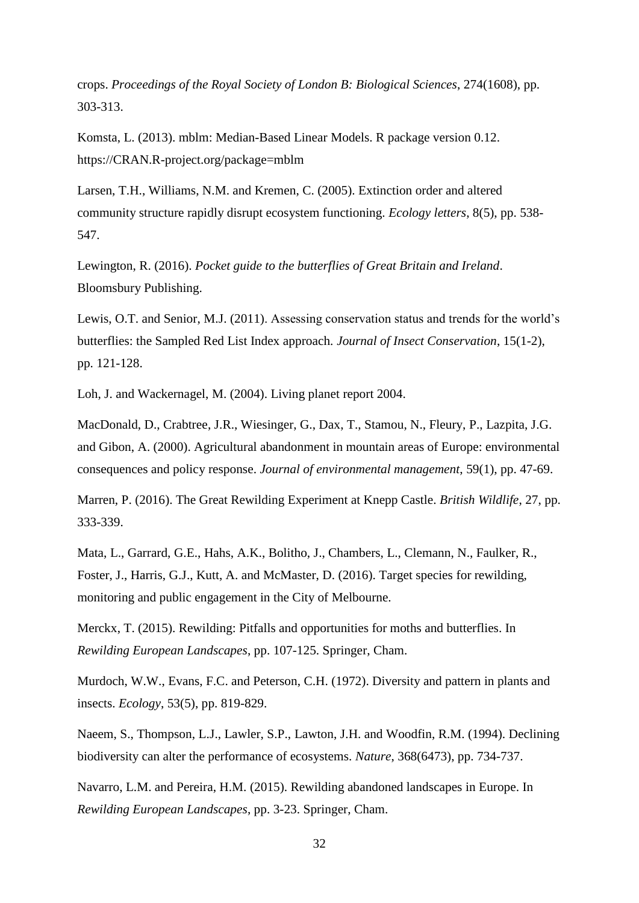crops. *Proceedings of the Royal Society of London B: Biological Sciences*, 274(1608), pp. 303-313.

Komsta, L. (2013). mblm: Median-Based Linear Models. R package version 0.12. https://CRAN.R-project.org/package=mblm

Larsen, T.H., Williams, N.M. and Kremen, C. (2005). Extinction order and altered community structure rapidly disrupt ecosystem functioning. *Ecology letters*, 8(5), pp. 538-547.

Lewington, R. (2016). *Pocket guide to the butterflies of Great Britain and Ireland*. Bloomsbury Publishing.

Lewis, O.T. and Senior, M.J. (2011). Assessing conservation status and trends for the world's butterflies: the Sampled Red List Index approach. *Journal of Insect Conservation*, 15(1-2), pp. 121-128.

Loh, J. and Wackernagel, M. (2004). Living planet report 2004.

MacDonald, D., Crabtree, J.R., Wiesinger, G., Dax, T., Stamou, N., Fleury, P., Lazpita, J.G. and Gibon, A. (2000). Agricultural abandonment in mountain areas of Europe: environmental consequences and policy response. *Journal of environmental management*, 59(1), pp. 47-69.

Marren, P. (2016). The Great Rewilding Experiment at Knepp Castle. *British Wildlife*, 27, pp. 333-339.

Mata, L., Garrard, G.E., Hahs, A.K., Bolitho, J., Chambers, L., Clemann, N., Faulker, R., Foster, J., Harris, G.J., Kutt, A. and McMaster, D. (2016). Target species for rewilding, monitoring and public engagement in the City of Melbourne.

Merckx, T. (2015). Rewilding: Pitfalls and opportunities for moths and butterflies. In *Rewilding European Landscapes*, pp. 107-125. Springer, Cham.

Murdoch, W.W., Evans, F.C. and Peterson, C.H. (1972). Diversity and pattern in plants and insects. *Ecology*, 53(5), pp. 819-829.

Naeem, S., Thompson, L.J., Lawler, S.P., Lawton, J.H. and Woodfin, R.M. (1994). Declining biodiversity can alter the performance of ecosystems. *Nature*, 368(6473), pp. 734-737.

Navarro, L.M. and Pereira, H.M. (2015). Rewilding abandoned landscapes in Europe. In *Rewilding European Landscapes*, pp. 3-23. Springer, Cham.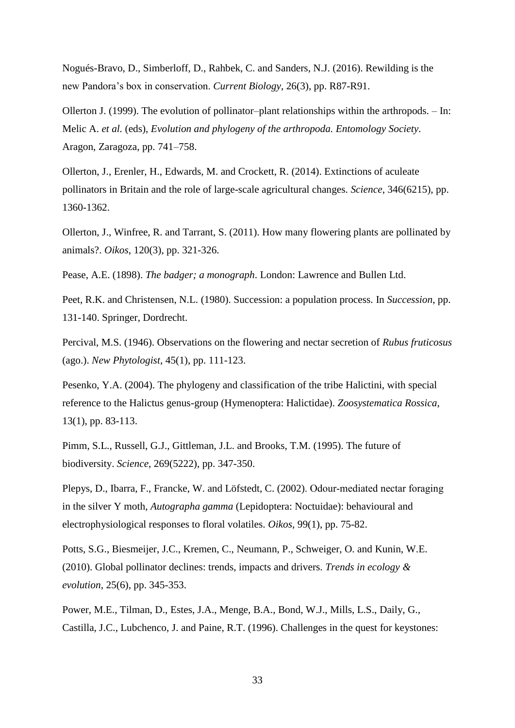Nogués-Bravo, D., Simberloff, D., Rahbek, C. and Sanders, N.J. (2016). Rewilding is the new Pandora's box in conservation. *Current Biology*, 26(3), pp. R87-R91.

Ollerton J. (1999). The evolution of pollinator–plant relationships within the arthropods. – In: Melic A. *et al.* (eds), *Evolution and phylogeny of the arthropoda. Entomology Society*. Aragon, Zaragoza, pp. 741–758.

Ollerton, J., Erenler, H., Edwards, M. and Crockett, R. (2014). Extinctions of aculeate pollinators in Britain and the role of large-scale agricultural changes. *Science*, 346(6215), pp. 1360-1362.

Ollerton, J., Winfree, R. and Tarrant, S. (2011). How many flowering plants are pollinated by animals?. *Oikos*, 120(3), pp. 321-326.

Pease, A.E. (1898). *The badger; a monograph*. London: Lawrence and Bullen Ltd.

Peet, R.K. and Christensen, N.L. (1980). Succession: a population process. In *Succession*, pp. 131-140. Springer, Dordrecht.

Percival, M.S. (1946). Observations on the flowering and nectar secretion of *Rubus fruticosus* (ago.). *New Phytologist*, 45(1), pp. 111-123.

Pesenko, Y.A. (2004). The phylogeny and classification of the tribe Halictini, with special reference to the Halictus genus-group (Hymenoptera: Halictidae). *Zoosystematica Rossica*, 13(1), pp. 83-113.

Pimm, S.L., Russell, G.J., Gittleman, J.L. and Brooks, T.M. (1995). The future of biodiversity. *Science*, 269(5222), pp. 347-350.

Plepys, D., Ibarra, F., Francke, W. and Löfstedt, C. (2002). Odour-mediated nectar foraging in the silver Y moth, *Autographa gamma* (Lepidoptera: Noctuidae): behavioural and electrophysiological responses to floral volatiles. *Oikos*, 99(1), pp. 75-82.

Potts, S.G., Biesmeijer, J.C., Kremen, C., Neumann, P., Schweiger, O. and Kunin, W.E. (2010). Global pollinator declines: trends, impacts and drivers. *Trends in ecology & evolution*, 25(6), pp. 345-353.

Power, M.E., Tilman, D., Estes, J.A., Menge, B.A., Bond, W.J., Mills, L.S., Daily, G., Castilla, J.C., Lubchenco, J. and Paine, R.T. (1996). Challenges in the quest for keystones: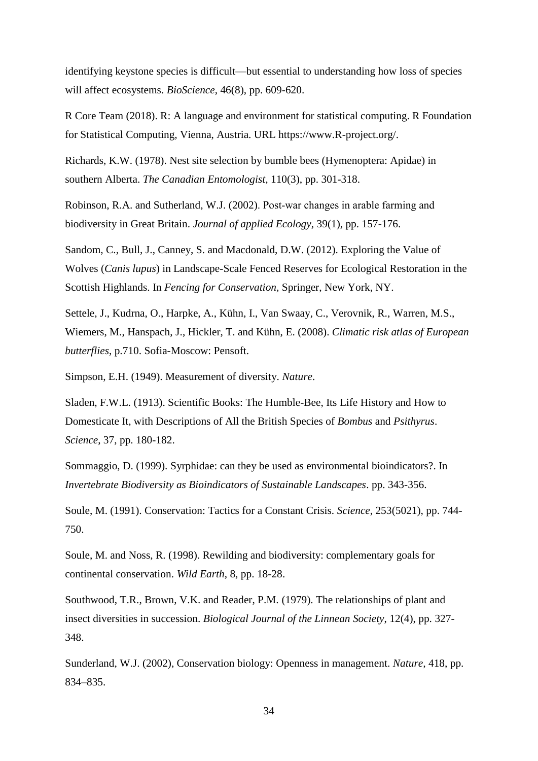identifying keystone species is difficult—but essential to understanding how loss of species will affect ecosystems. *BioScience*, 46(8), pp. 609-620.

R Core Team (2018). R: A language and environment for statistical computing. R Foundation for Statistical Computing, Vienna, Austria. URL https://www.R-project.org/.

Richards, K.W. (1978). Nest site selection by bumble bees (Hymenoptera: Apidae) in southern Alberta. *The Canadian Entomologist*, 110(3), pp. 301-318.

Robinson, R.A. and Sutherland, W.J. (2002). Post‐war changes in arable farming and biodiversity in Great Britain. *Journal of applied Ecology*, 39(1), pp. 157-176.

Sandom, C., Bull, J., Canney, S. and Macdonald, D.W. (2012). Exploring the Value of Wolves (*Canis lupus*) in Landscape-Scale Fenced Reserves for Ecological Restoration in the Scottish Highlands. In *Fencing for Conservation*, Springer, New York, NY.

Settele, J., Kudrna, O., Harpke, A., Kühn, I., Van Swaay, C., Verovnik, R., Warren, M.S., Wiemers, M., Hanspach, J., Hickler, T. and Kühn, E. (2008). *Climatic risk atlas of European butterflies*, p.710. Sofia-Moscow: Pensoft.

Simpson, E.H. (1949). Measurement of diversity. *Nature*.

Sladen, F.W.L. (1913). Scientific Books: The Humble-Bee, Its Life History and How to Domesticate It, with Descriptions of All the British Species of *Bombus* and *Psithyrus*. *Science*, 37, pp. 180-182.

Sommaggio, D. (1999). Syrphidae: can they be used as environmental bioindicators?. In *Invertebrate Biodiversity as Bioindicators of Sustainable Landscapes*. pp. 343-356.

Soule, M. (1991). Conservation: Tactics for a Constant Crisis. *Science*, 253(5021), pp. 744-750.

Soule, M. and Noss, R. (1998). Rewilding and biodiversity: complementary goals for continental conservation. *Wild Earth*, 8, pp. 18-28.

Southwood, T.R., Brown, V.K. and Reader, P.M. (1979). The relationships of plant and insect diversities in succession. *Biological Journal of the Linnean Society*, 12(4), pp. 327-348.

Sunderland, W.J. (2002), Conservation biology: Openness in management. *Nature,* 418, pp. 834–835.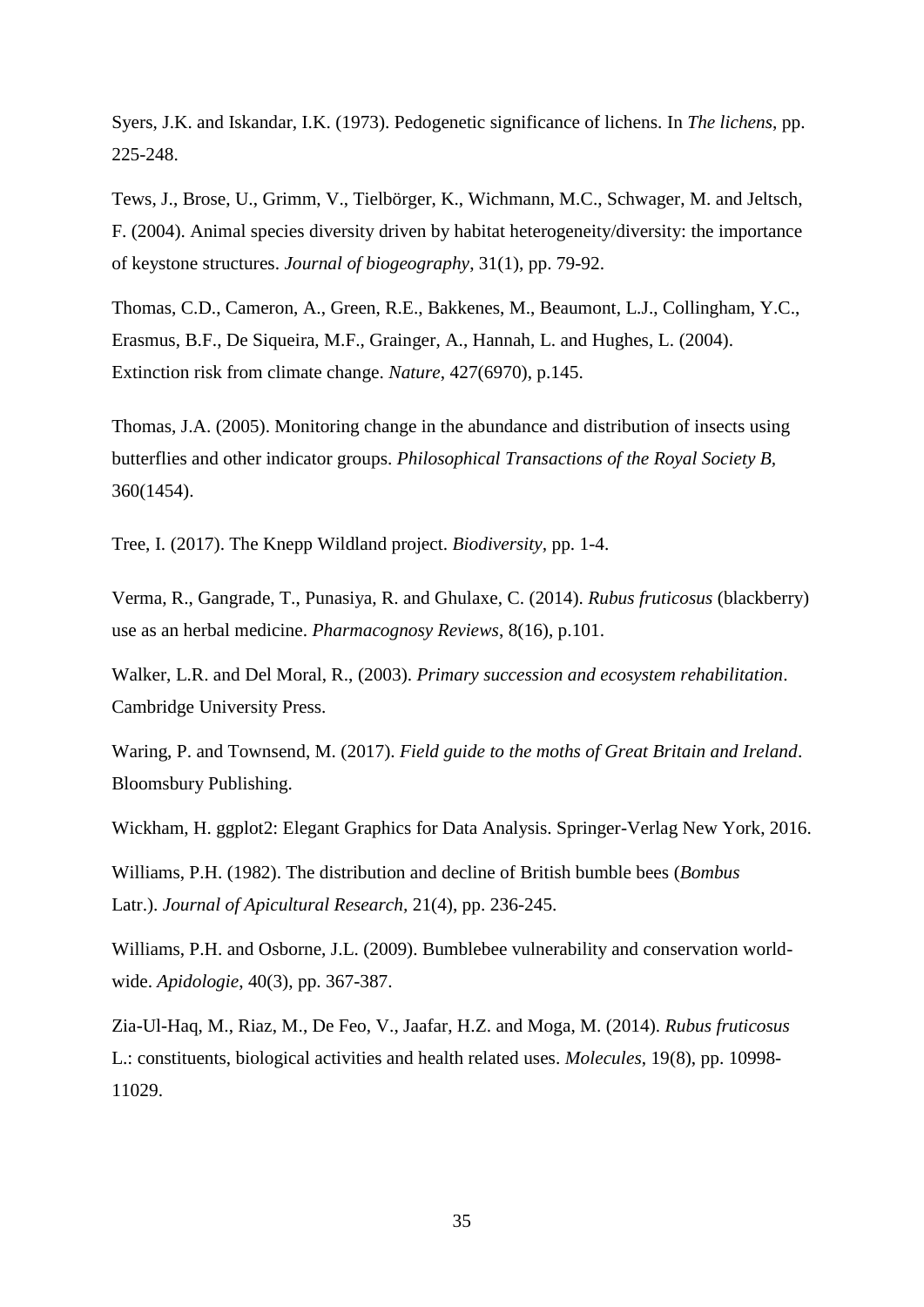Syers, J.K. and Iskandar, I.K. (1973). Pedogenetic significance of lichens. In *The lichens*, pp. 225-248.

Tews, J., Brose, U., Grimm, V., Tielbörger, K., Wichmann, M.C., Schwager, M. and Jeltsch, F. (2004). Animal species diversity driven by habitat heterogeneity/diversity: the importance of keystone structures. *Journal of biogeography*, 31(1), pp. 79-92.

Thomas, C.D., Cameron, A., Green, R.E., Bakkenes, M., Beaumont, L.J., Collingham, Y.C., Erasmus, B.F., De Siqueira, M.F., Grainger, A., Hannah, L. and Hughes, L. (2004). Extinction risk from climate change. *Nature*, 427(6970), p.145.

Thomas, J.A. (2005). Monitoring change in the abundance and distribution of insects using butterflies and other indicator groups. *Philosophical Transactions of the Royal Society B*, 360(1454).

Tree, I. (2017). The Knepp Wildland project. *Biodiversity*, pp. 1-4.

Verma, R., Gangrade, T., Punasiya, R. and Ghulaxe, C. (2014). *Rubus fruticosus* (blackberry) use as an herbal medicine. *Pharmacognosy Reviews*, 8(16), p.101.

Walker, L.R. and Del Moral, R., (2003). *Primary succession and ecosystem rehabilitation*. Cambridge University Press.

Waring, P. and Townsend, M. (2017). *Field guide to the moths of Great Britain and Ireland*. Bloomsbury Publishing.

Wickham, H. ggplot2: Elegant Graphics for Data Analysis. Springer-Verlag New York, 2016.

Williams, P.H. (1982). The distribution and decline of British bumble bees (*Bombus* Latr.). *Journal of Apicultural Research*, 21(4), pp. 236-245.

Williams, P.H. and Osborne, J.L. (2009). Bumblebee vulnerability and conservation world-wide. *Apidologie*, 40(3), pp. 367-387.

Zia-Ul-Haq, M., Riaz, M., De Feo, V., Jaafar, H.Z. and Moga, M. (2014). *Rubus fruticosus* L.: constituents, biological activities and health related uses. *Molecules*, 19(8), pp. 10998-11029.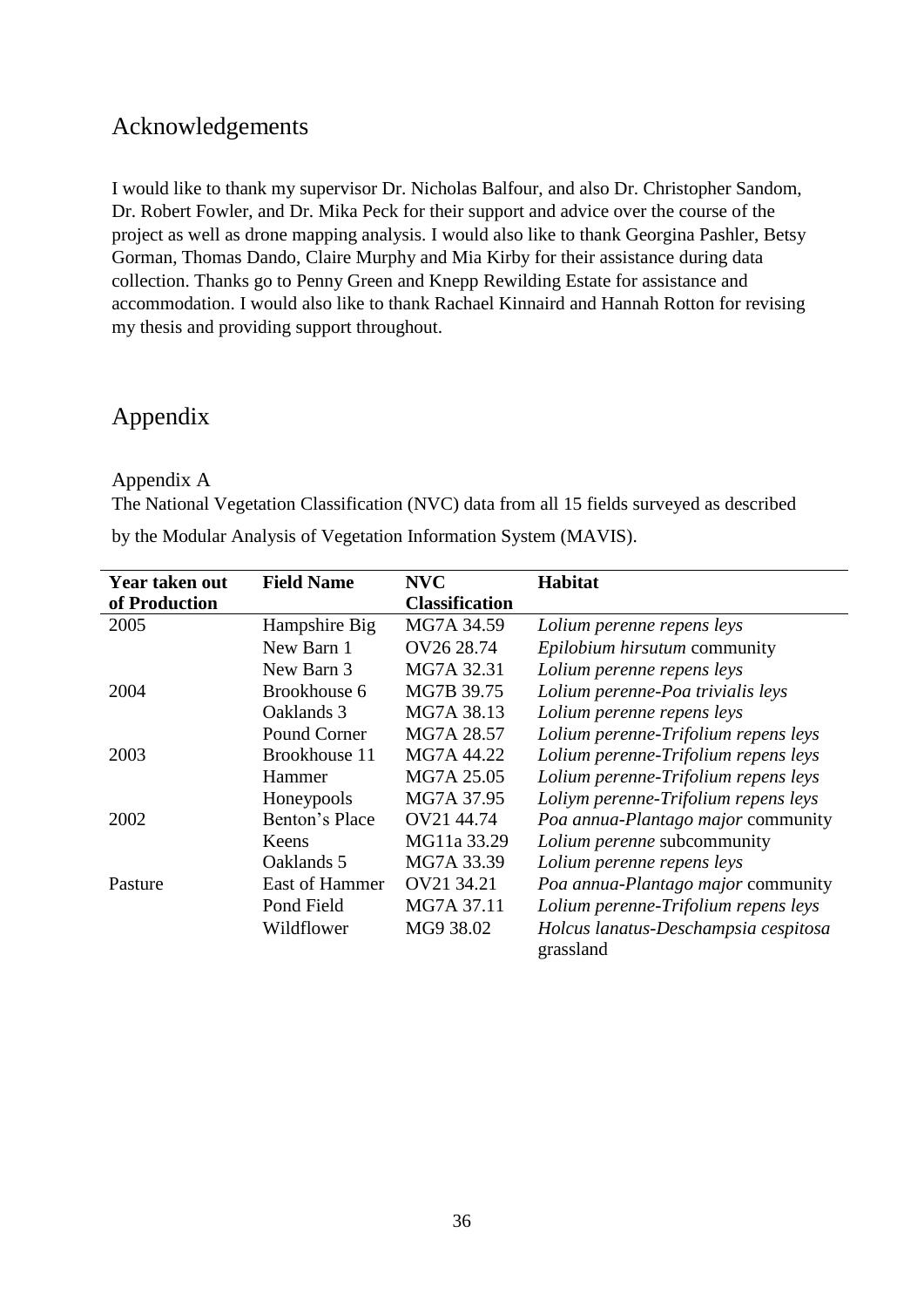# Acknowledgements

I would like to thank my supervisor Dr. Nicholas Balfour, and also Dr. Christopher Sandom, Dr. Robert Fowler, and Dr. Mika Peck for their support and advice over the course of the project as well as drone mapping analysis. I would also like to thank Georgina Pashler, Betsy Gorman, Thomas Dando, Claire Murphy and Mia Kirby for their assistance during data collection. Thanks go to Penny Green and Knepp Rewilding Estate for assistance and accommodation. I would also like to thank Rachael Kinnaird and Hannah Rotton for revising my thesis and providing support throughout.

# Appendix

## Appendix A

The National Vegetation Classification (NVC) data from all 15 fields surveyed as described by the Modular Analysis of Vegetation Information System (MAVIS).

| Year taken out of Production | Field Name | NVC Classification | Habitat |
|---|---|---|---|
| 2005 | Hampshire Big | MG7A 34.59 | *Lolium perenne repens leys* |
| | New Barn 1 | OV26 28.74 | *Epilobium hirsutum* community |
| | New Barn 3 | MG7A 32.31 | *Lolium perenne repens leys* |
| 2004 | Brookhouse 6 | MG7B 39.75 | *Lolium perenne-Poa trivialis leys* |
| | Oaklands 3 | MG7A 38.13 | *Lolium perenne repens leys* |
| | Pound Corner | MG7A 28.57 | *Lolium perenne-Trifolium repens leys* |
| 2003 | Brookhouse 11 | MG7A 44.22 | *Lolium perenne-Trifolium repens leys* |
| | Hammer | MG7A 25.05 | *Lolium perenne-Trifolium repens leys* |
| | Honeypools | MG7A 37.95 | *Loliym perenne-Trifolium repens leys* |
| 2002 | Benton's Place | OV21 44.74 | *Poa annua-Plantago major* community |
| | Keens | MG11a 33.29 | *Lolium perenne* subcommunity |
| | Oaklands 5 | MG7A 33.39 | *Lolium perenne repens leys* |
| Pasture | East of Hammer | OV21 34.21 | *Poa annua-Plantago major* community |
| | Pond Field | MG7A 37.11 | *Lolium perenne-Trifolium repens leys* |
| | Wildflower | MG9 38.02 | *Holcus lanatus-Deschampsia cespitosa* grassland |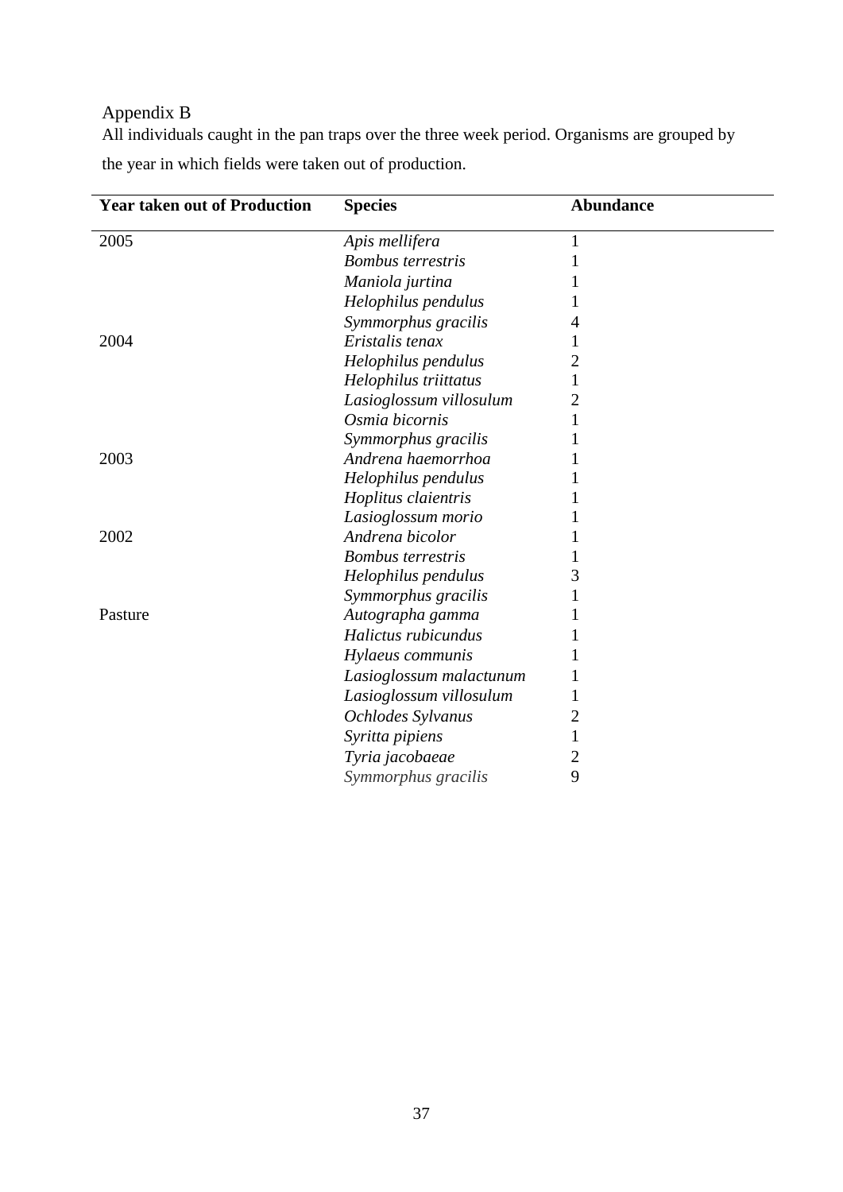Appendix B

All individuals caught in the pan traps over the three week period. Organisms are grouped by the year in which fields were taken out of production.

| Year taken out of Production | Species | Abundance |
|---|---|---|
| 2005 | *Apis mellifera* | 1 |
| | *Bombus terrestris* | 1 |
| | *Maniola jurtina* | 1 |
| | *Helophilus pendulus* | 1 |
| | *Symmorphus gracilis* | 4 |
| 2004 | *Eristalis tenax* | 1 |
| | *Helophilus pendulus* | 2 |
| | *Helophilus triittatus* | 1 |
| | *Lasioglossum villosulum* | 2 |
| | *Osmia bicornis* | 1 |
| | *Symmorphus gracilis* | 1 |
| 2003 | *Andrena haemorrhoa* | 1 |
| | *Helophilus pendulus* | 1 |
| | *Hoplitus claientris* | 1 |
| | *Lasioglossum morio* | 1 |
| 2002 | *Andrena bicolor* | 1 |
| | *Bombus terrestris* | 1 |
| | *Helophilus pendulus* | 3 |
| | *Symmorphus gracilis* | 1 |
| Pasture | *Autographa gamma* | 1 |
| | *Halictus rubicundus* | 1 |
| | *Hylaeus communis* | 1 |
| | *Lasioglossum malactunum* | 1 |
| | *Lasioglossum villosulum* | 1 |
| | *Ochlodes Sylvanus* | 2 |
| | *Syritta pipiens* | 1 |
| | *Tyria jacobaeae* | 2 |
| | *Symmorphus gracilis* | 9 |